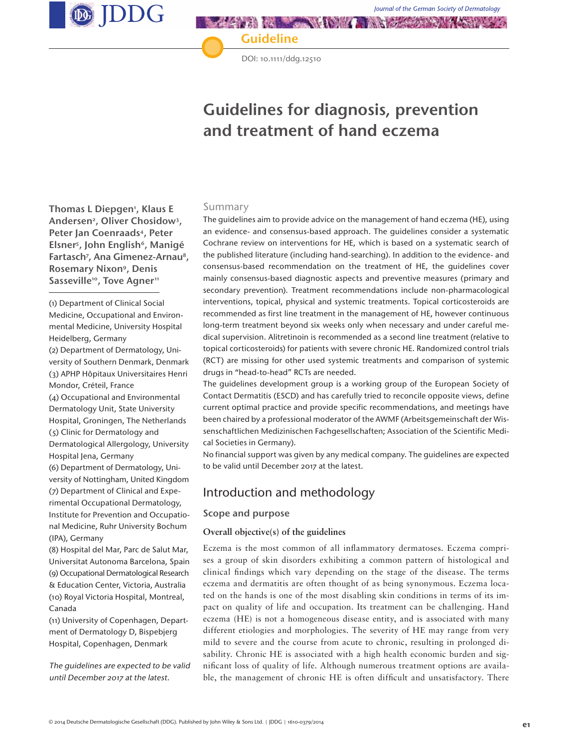Guideline

DOI: 10.1111/ddg.12510

# Guidelines for diagnosis, prevention and treatment of hand eczema

**Thomas L Diepgen[1], Klaus E Andersen[2], Oliver Chosidow[3], Peter Jan Coenraads[4], Peter Elsner[5], John English[6], Manigé Fartasch[7], Ana Gimenez-Arnau[8], Rosemary Nixon[9], Denis Sasseville[10], Tove Agner[11]**

(1) Department of Clinical Social Medicine, Occupational and Environmental Medicine, University Hospital Heidelberg, Germany
(2) Department of Dermatology, University of Southern Denmark, Denmark
(3) APHP Hôpitaux Universitaires Henri Mondor, Créteil, France
(4) Occupational and Environmental Dermatology Unit, State University Hospital, Groningen, The Netherlands
(5) Clinic for Dermatology and Dermatological Allergology, University Hospital Jena, Germany
(6) Department of Dermatology, University of Nottingham, United Kingdom
(7) Department of Clinical and Experimental Occupational Dermatology, Institute for Prevention and Occupational Medicine, Ruhr University Bochum (IPA), Germany
(8) Hospital del Mar, Parc de Salut Mar, Universitat Autonoma Barcelona, Spain
(9) Occupational Dermatological Research & Education Center, Victoria, Australia
(10) Royal Victoria Hospital, Montreal, Canada
(11) University of Copenhagen, Department of Dermatology D, Bispebjerg Hospital, Copenhagen, Denmark

*The guidelines are expected to be valid until December 2017 at the latest.*

## Summary

The guidelines aim to provide advice on the management of hand eczema (HE), using an evidence- and consensus-based approach. The guidelines consider a systematic Cochrane review on interventions for HE, which is based on a systematic search of the published literature (including hand-searching). In addition to the evidence- and consensus-based recommendation on the treatment of HE, the guidelines cover mainly consensus-based diagnostic aspects and preventive measures (primary and secondary prevention). Treatment recommendations include non-pharmacological interventions, topical, physical and systemic treatments. Topical corticosteroids are recommended as first line treatment in the management of HE, however continuous long-term treatment beyond six weeks only when necessary and under careful medical supervision. Alitretinoin is recommended as a second line treatment (relative to topical corticosteroids) for patients with severe chronic HE. Randomized control trials (RCT) are missing for other used systemic treatments and comparison of systemic drugs in "head-to-head" RCTs are needed.

The guidelines development group is a working group of the European Society of Contact Dermatitis (ESCD) and has carefully tried to reconcile opposite views, define current optimal practice and provide specific recommendations, and meetings have been chaired by a professional moderator of the AWMF (Arbeitsgemeinschaft der Wissenschaftlichen Medizinischen Fachgesellschaften; Association of the Scientific Medical Societies in Germany).

No financial support was given by any medical company. The guidelines are expected to be valid until December 2017 at the latest.

## Introduction and methodology

### Scope and purpose

#### Overall objective(s) of the guidelines

Eczema is the most common of all inflammatory dermatoses. Eczema comprises a group of skin disorders exhibiting a common pattern of histological and clinical findings which vary depending on the stage of the disease. The terms eczema and dermatitis are often thought of as being synonymous. Eczema located on the hands is one of the most disabling skin conditions in terms of its impact on quality of life and occupation. Its treatment can be challenging. Hand eczema (HE) is not a homogeneous disease entity, and is associated with many different etiologies and morphologies. The severity of HE may range from very mild to severe and the course from acute to chronic, resulting in prolonged disability. Chronic HE is associated with a high health economic burden and significant loss of quality of life. Although numerous treatment options are available, the management of chronic HE is often difficult and unsatisfactory. There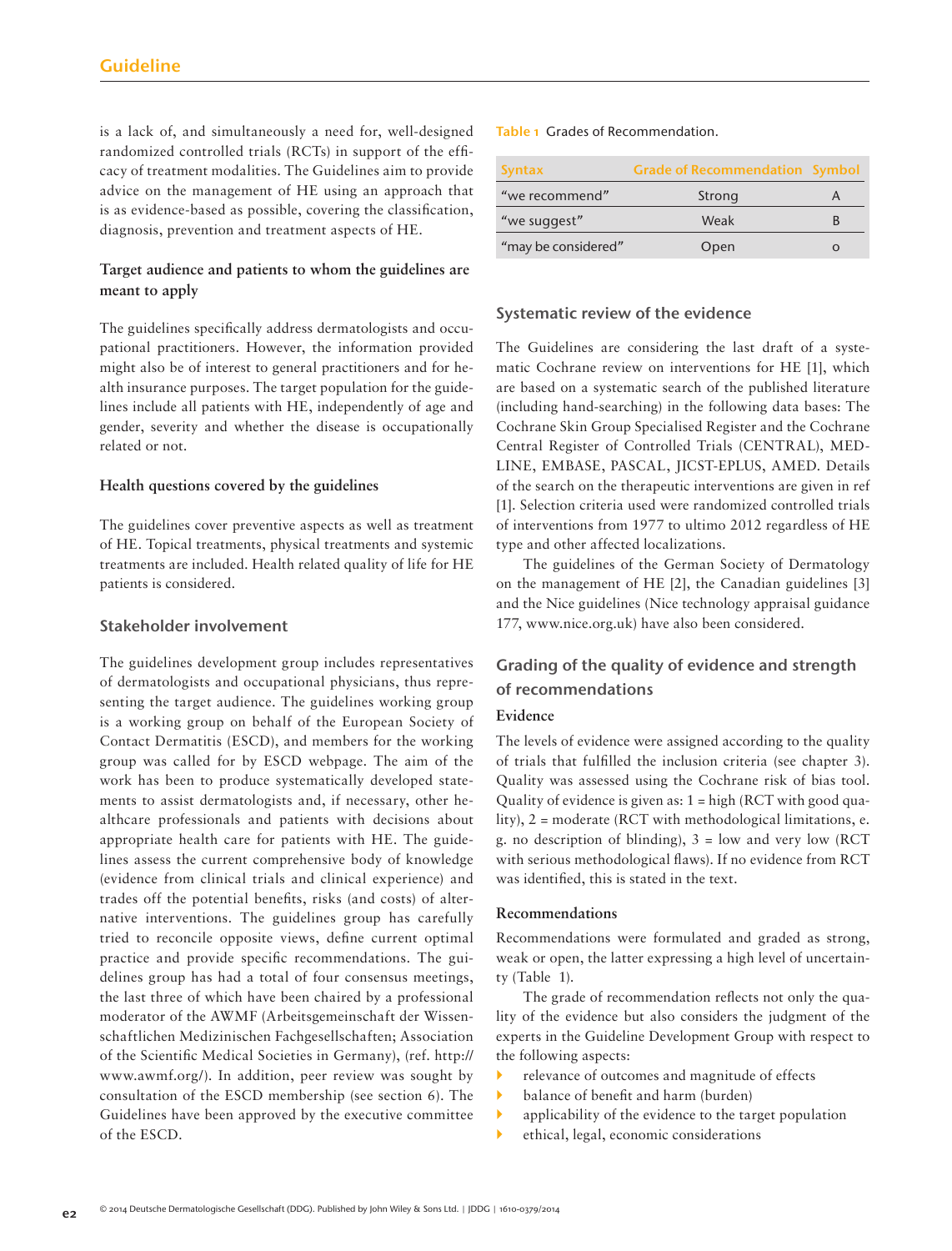is a lack of, and simultaneously a need for, well-designed randomized controlled trials (RCTs) in support of the efficacy of treatment modalities. The Guidelines aim to provide advice on the management of HE using an approach that is as evidence-based as possible, covering the classification, diagnosis, prevention and treatment aspects of HE.

### Target audience and patients to whom the guidelines are meant to apply

The guidelines specifically address dermatologists and occupational practitioners. However, the information provided might also be of interest to general practitioners and for health insurance purposes. The target population for the guidelines include all patients with HE, independently of age and gender, severity and whether the disease is occupationally related or not.

### Health questions covered by the guidelines

The guidelines cover preventive aspects as well as treatment of HE. Topical treatments, physical treatments and systemic treatments are included. Health related quality of life for HE patients is considered.

## Stakeholder involvement

The guidelines development group includes representatives of dermatologists and occupational physicians, thus representing the target audience. The guidelines working group is a working group on behalf of the European Society of Contact Dermatitis (ESCD), and members for the working group was called for by ESCD webpage. The aim of the work has been to produce systematically developed statements to assist dermatologists and, if necessary, other healthcare professionals and patients with decisions about appropriate health care for patients with HE. The guidelines assess the current comprehensive body of knowledge (evidence from clinical trials and clinical experience) and trades off the potential benefits, risks (and costs) of alternative interventions. The guidelines group has carefully tried to reconcile opposite views, define current optimal practice and provide specific recommendations. The guidelines group has had a total of four consensus meetings, the last three of which have been chaired by a professional moderator of the AWMF (Arbeitsgemeinschaft der Wissenschaftlichen Medizinischen Fachgesellschaften; Association of the Scientific Medical Societies in Germany), (ref. http://www.awmf.org/). In addition, peer review was sought by consultation of the ESCD membership (see section 6). The Guidelines have been approved by the executive committee of the ESCD.

Table 1 Grades of Recommendation.

| Syntax | Grade of Recommendation | Symbol |
|---|---|---|
| "we recommend" | Strong | A |
| "we suggest" | Weak | B |
| "may be considered" | Open | 0 |

## Systematic review of the evidence

The Guidelines are considering the last draft of a systematic Cochrane review on interventions for HE [1], which are based on a systematic search of the published literature (including hand-searching) in the following data bases: The Cochrane Skin Group Specialised Register and the Cochrane Central Register of Controlled Trials (CENTRAL), MEDLINE, EMBASE, PASCAL, JICST-EPLUS, AMED. Details of the search on the therapeutic interventions are given in ref [1]. Selection criteria used were randomized controlled trials of interventions from 1977 to ultimo 2012 regardless of HE type and other affected localizations.

The guidelines of the German Society of Dermatology on the management of HE [2], the Canadian guidelines [3] and the Nice guidelines (Nice technology appraisal guidance 177, www.nice.org.uk) have also been considered.

## Grading of the quality of evidence and strength of recommendations

### Evidence

The levels of evidence were assigned according to the quality of trials that fulfilled the inclusion criteria (see chapter 3). Quality was assessed using the Cochrane risk of bias tool. Quality of evidence is given as: 1 = high (RCT with good quality), 2 = moderate (RCT with methodological limitations, e. g. no description of blinding), 3 = low and very low (RCT with serious methodological flaws). If no evidence from RCT was identified, this is stated in the text.

### Recommendations

Recommendations were formulated and graded as strong, weak or open, the latter expressing a high level of uncertainty (Table 1).

The grade of recommendation reflects not only the quality of the evidence but also considers the judgment of the experts in the Guideline Development Group with respect to the following aspects:

- relevance of outcomes and magnitude of effects
- balance of benefit and harm (burden)
- applicability of the evidence to the target population
- ethical, legal, economic considerations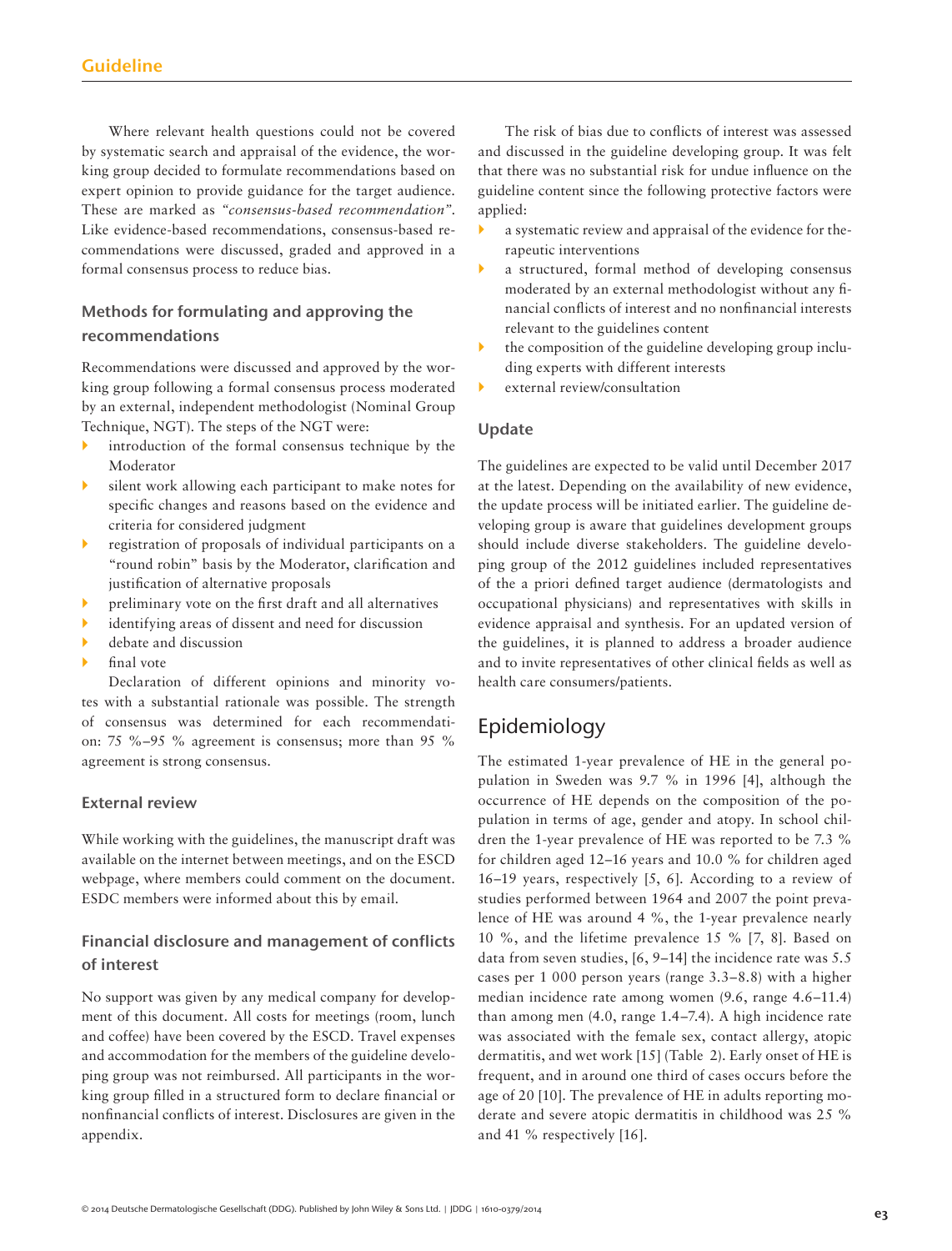Where relevant health questions could not be covered by systematic search and appraisal of the evidence, the working group decided to formulate recommendations based on expert opinion to provide guidance for the target audience. These are marked as *"consensus-based recommendation"*. Like evidence-based recommendations, consensus-based recommendations were discussed, graded and approved in a formal consensus process to reduce bias.

### Methods for formulating and approving the recommendations

Recommendations were discussed and approved by the working group following a formal consensus process moderated by an external, independent methodologist (Nominal Group Technique, NGT). The steps of the NGT were:

- introduction of the formal consensus technique by the Moderator
- silent work allowing each participant to make notes for specific changes and reasons based on the evidence and criteria for considered judgment
- registration of proposals of individual participants on a "round robin" basis by the Moderator, clarification and justification of alternative proposals
- preliminary vote on the first draft and all alternatives
- identifying areas of dissent and need for discussion
- debate and discussion
- final vote

Declaration of different opinions and minority votes with a substantial rationale was possible. The strength of consensus was determined for each recommendation: 75 %–95 % agreement is consensus; more than 95 % agreement is strong consensus.

### External review

While working with the guidelines, the manuscript draft was available on the internet between meetings, and on the ESCD webpage, where members could comment on the document. ESDC members were informed about this by email.

### Financial disclosure and management of conflicts of interest

No support was given by any medical company for development of this document. All costs for meetings (room, lunch and coffee) have been covered by the ESCD. Travel expenses and accommodation for the members of the guideline developing group was not reimbursed. All participants in the working group filled in a structured form to declare financial or nonfinancial conflicts of interest. Disclosures are given in the appendix.

The risk of bias due to conflicts of interest was assessed and discussed in the guideline developing group. It was felt that there was no substantial risk for undue influence on the guideline content since the following protective factors were applied:

- a systematic review and appraisal of the evidence for therapeutic interventions
- a structured, formal method of developing consensus moderated by an external methodologist without any financial conflicts of interest and no nonfinancial interests relevant to the guidelines content
- the composition of the guideline developing group including experts with different interests
- external review/consultation

### Update

The guidelines are expected to be valid until December 2017 at the latest. Depending on the availability of new evidence, the update process will be initiated earlier. The guideline developing group is aware that guidelines development groups should include diverse stakeholders. The guideline developing group of the 2012 guidelines included representatives of the a priori defined target audience (dermatologists and occupational physicians) and representatives with skills in evidence appraisal and synthesis. For an updated version of the guidelines, it is planned to address a broader audience and to invite representatives of other clinical fields as well as health care consumers/patients.

## Epidemiology

The estimated 1-year prevalence of HE in the general population in Sweden was 9.7 % in 1996 [4], although the occurrence of HE depends on the composition of the population in terms of age, gender and atopy. In school children the 1-year prevalence of HE was reported to be 7.3 % for children aged 12–16 years and 10.0 % for children aged 16–19 years, respectively [5, 6]. According to a review of studies performed between 1964 and 2007 the point prevalence of HE was around 4 %, the 1-year prevalence nearly 10 %, and the lifetime prevalence 15 % [7, 8]. Based on data from seven studies, [6, 9–14] the incidence rate was 5.5 cases per 1 000 person years (range 3.3–8.8) with a higher median incidence rate among women (9.6, range 4.6–11.4) than among men (4.0, range 1.4–7.4). A high incidence rate was associated with the female sex, contact allergy, atopic dermatitis, and wet work [15] (Table 2). Early onset of HE is frequent, and in around one third of cases occurs before the age of 20 [10]. The prevalence of HE in adults reporting moderate and severe atopic dermatitis in childhood was 25 % and 41 % respectively [16].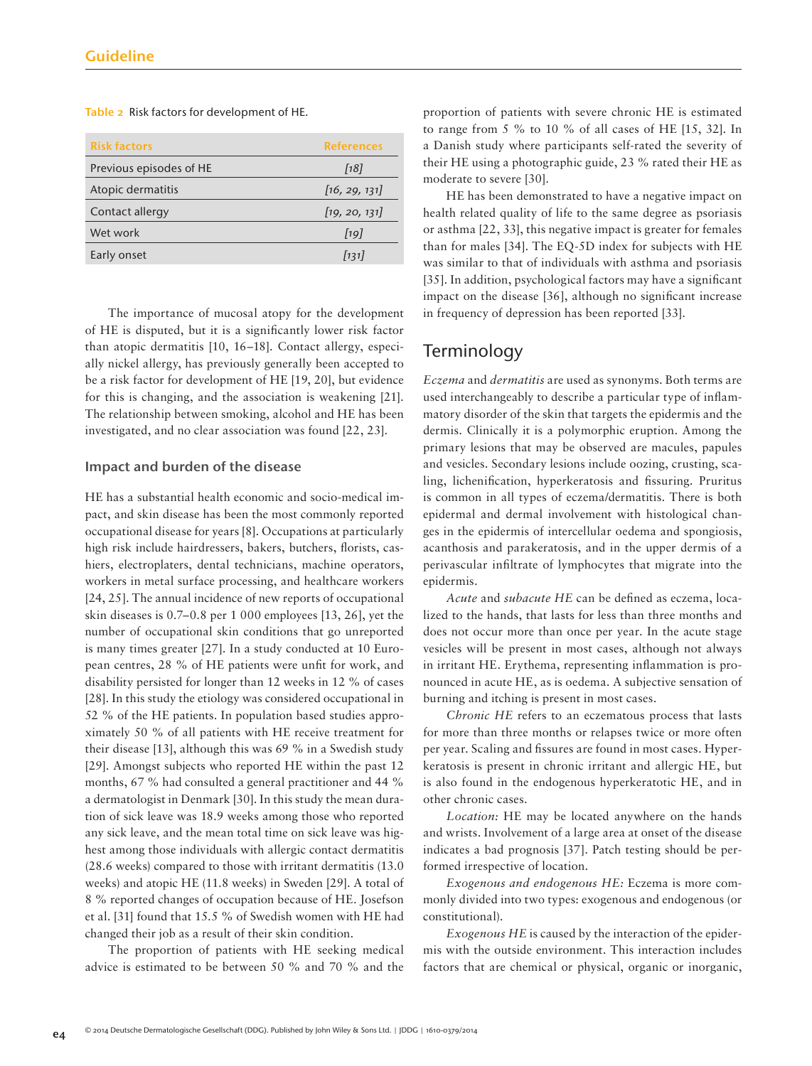Table 2 Risk factors for development of HE.

| Risk factors | References |
|---|---|
| Previous episodes of HE | [18] |
| Atopic dermatitis | [16, 29, 131] |
| Contact allergy | [19, 20, 131] |
| Wet work | [19] |
| Early onset | [131] |

The importance of mucosal atopy for the development of HE is disputed, but it is a significantly lower risk factor than atopic dermatitis [10, 16–18]. Contact allergy, especially nickel allergy, has previously generally been accepted to be a risk factor for development of HE [19, 20], but evidence for this is changing, and the association is weakening [21]. The relationship between smoking, alcohol and HE has been investigated, and no clear association was found [22, 23].

### Impact and burden of the disease

HE has a substantial health economic and socio-medical impact, and skin disease has been the most commonly reported occupational disease for years [8]. Occupations at particularly high risk include hairdressers, bakers, butchers, florists, cashiers, electroplaters, dental technicians, machine operators, workers in metal surface processing, and healthcare workers [24, 25]. The annual incidence of new reports of occupational skin diseases is 0.7–0.8 per 1 000 employees [13, 26], yet the number of occupational skin conditions that go unreported is many times greater [27]. In a study conducted at 10 European centres, 28 % of HE patients were unfit for work, and disability persisted for longer than 12 weeks in 12 % of cases [28]. In this study the etiology was considered occupational in 52 % of the HE patients. In population based studies approximately 50 % of all patients with HE receive treatment for their disease [13], although this was 69 % in a Swedish study [29]. Amongst subjects who reported HE within the past 12 months, 67 % had consulted a general practitioner and 44 % a dermatologist in Denmark [30]. In this study the mean duration of sick leave was 18.9 weeks among those who reported any sick leave, and the mean total time on sick leave was highest among those individuals with allergic contact dermatitis (28.6 weeks) compared to those with irritant dermatitis (13.0 weeks) and atopic HE (11.8 weeks) in Sweden [29]. A total of 8 % reported changes of occupation because of HE. Josefson et al. [31] found that 15.5 % of Swedish women with HE had changed their job as a result of their skin condition.

The proportion of patients with HE seeking medical advice is estimated to be between 50 % and 70 % and the proportion of patients with severe chronic HE is estimated to range from 5 % to 10 % of all cases of HE [15, 32]. In a Danish study where participants self-rated the severity of their HE using a photographic guide, 23 % rated their HE as moderate to severe [30].

HE has been demonstrated to have a negative impact on health related quality of life to the same degree as psoriasis or asthma [22, 33], this negative impact is greater for females than for males [34]. The EQ-5D index for subjects with HE was similar to that of individuals with asthma and psoriasis [35]. In addition, psychological factors may have a significant impact on the disease [36], although no significant increase in frequency of depression has been reported [33].

## Terminology

*Eczema* and *dermatitis* are used as synonyms. Both terms are used interchangeably to describe a particular type of inflammatory disorder of the skin that targets the epidermis and the dermis. Clinically it is a polymorphic eruption. Among the primary lesions that may be observed are macules, papules and vesicles. Secondary lesions include oozing, crusting, scaling, lichenification, hyperkeratosis and fissuring. Pruritus is common in all types of eczema/dermatitis. There is both epidermal and dermal involvement with histological changes in the epidermis of intercellular oedema and spongiosis, acanthosis and parakeratosis, and in the upper dermis of a perivascular infiltrate of lymphocytes that migrate into the epidermis.

*Acute* and *subacute HE* can be defined as eczema, localized to the hands, that lasts for less than three months and does not occur more than once per year. In the acute stage vesicles will be present in most cases, although not always in irritant HE. Erythema, representing inflammation is pronounced in acute HE, as is oedema. A subjective sensation of burning and itching is present in most cases.

*Chronic HE* refers to an eczematous process that lasts for more than three months or relapses twice or more often per year. Scaling and fissures are found in most cases. Hyperkeratosis is present in chronic irritant and allergic HE, but is also found in the endogenous hyperkeratotic HE, and in other chronic cases.

*Location:* HE may be located anywhere on the hands and wrists. Involvement of a large area at onset of the disease indicates a bad prognosis [37]. Patch testing should be performed irrespective of location.

*Exogenous and endogenous HE:* Eczema is more commonly divided into two types: exogenous and endogenous (or constitutional).

*Exogenous HE* is caused by the interaction of the epidermis with the outside environment. This interaction includes factors that are chemical or physical, organic or inorganic,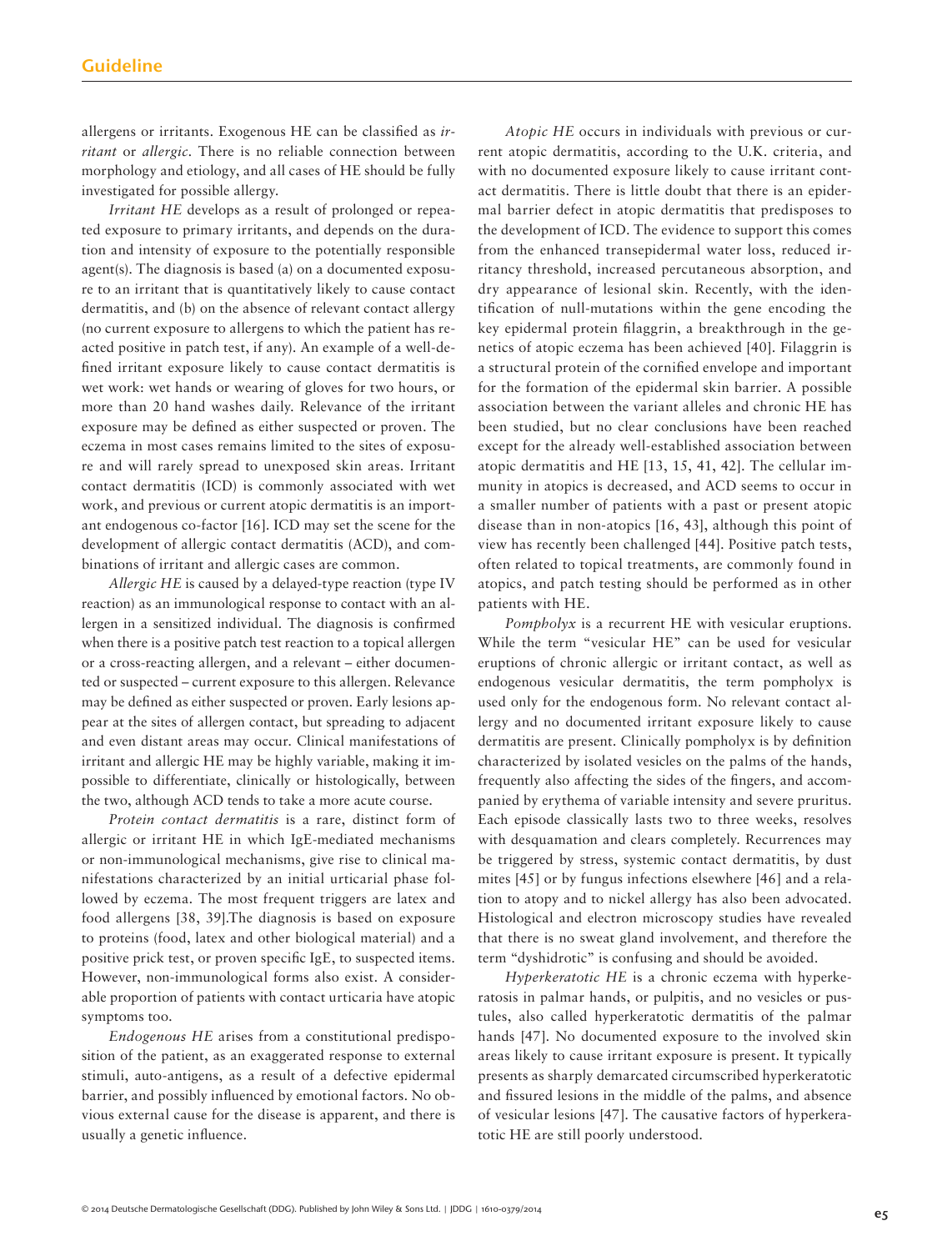allergens or irritants. Exogenous HE can be classified as *irritant* or *allergic*. There is no reliable connection between morphology and etiology, and all cases of HE should be fully investigated for possible allergy.

*Irritant HE* develops as a result of prolonged or repeated exposure to primary irritants, and depends on the duration and intensity of exposure to the potentially responsible agent(s). The diagnosis is based (a) on a documented exposure to an irritant that is quantitatively likely to cause contact dermatitis, and (b) on the absence of relevant contact allergy (no current exposure to allergens to which the patient has reacted positive in patch test, if any). An example of a well-defined irritant exposure likely to cause contact dermatitis is wet work: wet hands or wearing of gloves for two hours, or more than 20 hand washes daily. Relevance of the irritant exposure may be defined as either suspected or proven. The eczema in most cases remains limited to the sites of exposure and will rarely spread to unexposed skin areas. Irritant contact dermatitis (ICD) is commonly associated with wet work, and previous or current atopic dermatitis is an important endogenous co-factor [16]. ICD may set the scene for the development of allergic contact dermatitis (ACD), and combinations of irritant and allergic cases are common.

*Allergic HE* is caused by a delayed-type reaction (type IV reaction) as an immunological response to contact with an allergen in a sensitized individual. The diagnosis is confirmed when there is a positive patch test reaction to a topical allergen or a cross-reacting allergen, and a relevant – either documented or suspected – current exposure to this allergen. Relevance may be defined as either suspected or proven. Early lesions appear at the sites of allergen contact, but spreading to adjacent and even distant areas may occur. Clinical manifestations of irritant and allergic HE may be highly variable, making it impossible to differentiate, clinically or histologically, between the two, although ACD tends to take a more acute course.

*Protein contact dermatitis* is a rare, distinct form of allergic or irritant HE in which IgE-mediated mechanisms or non-immunological mechanisms, give rise to clinical manifestations characterized by an initial urticarial phase followed by eczema. The most frequent triggers are latex and food allergens [38, 39].The diagnosis is based on exposure to proteins (food, latex and other biological material) and a positive prick test, or proven specific IgE, to suspected items. However, non-immunological forms also exist. A considerable proportion of patients with contact urticaria have atopic symptoms too.

*Endogenous HE* arises from a constitutional predisposition of the patient, as an exaggerated response to external stimuli, auto-antigens, as a result of a defective epidermal barrier, and possibly influenced by emotional factors. No obvious external cause for the disease is apparent, and there is usually a genetic influence.

*Atopic HE* occurs in individuals with previous or current atopic dermatitis, according to the U.K. criteria, and with no documented exposure likely to cause irritant contact dermatitis. There is little doubt that there is an epidermal barrier defect in atopic dermatitis that predisposes to the development of ICD. The evidence to support this comes from the enhanced transepidermal water loss, reduced irritancy threshold, increased percutaneous absorption, and dry appearance of lesional skin. Recently, with the identification of null-mutations within the gene encoding the key epidermal protein filaggrin, a breakthrough in the genetics of atopic eczema has been achieved [40]. Filaggrin is a structural protein of the cornified envelope and important for the formation of the epidermal skin barrier. A possible association between the variant alleles and chronic HE has been studied, but no clear conclusions have been reached except for the already well-established association between atopic dermatitis and HE [13, 15, 41, 42]. The cellular immunity in atopics is decreased, and ACD seems to occur in a smaller number of patients with a past or present atopic disease than in non-atopics [16, 43], although this point of view has recently been challenged [44]. Positive patch tests, often related to topical treatments, are commonly found in atopics, and patch testing should be performed as in other patients with HE.

*Pompholyx* is a recurrent HE with vesicular eruptions. While the term "vesicular HE" can be used for vesicular eruptions of chronic allergic or irritant contact, as well as endogenous vesicular dermatitis, the term pompholyx is used only for the endogenous form. No relevant contact allergy and no documented irritant exposure likely to cause dermatitis are present. Clinically pompholyx is by definition characterized by isolated vesicles on the palms of the hands, frequently also affecting the sides of the fingers, and accompanied by erythema of variable intensity and severe pruritus. Each episode classically lasts two to three weeks, resolves with desquamation and clears completely. Recurrences may be triggered by stress, systemic contact dermatitis, by dust mites [45] or by fungus infections elsewhere [46] and a relation to atopy and to nickel allergy has also been advocated. Histological and electron microscopy studies have revealed that there is no sweat gland involvement, and therefore the term "dyshidrotic" is confusing and should be avoided.

*Hyperkeratotic HE* is a chronic eczema with hyperkeratosis in palmar hands, or pulpitis, and no vesicles or pustules, also called hyperkeratotic dermatitis of the palmar hands [47]. No documented exposure to the involved skin areas likely to cause irritant exposure is present. It typically presents as sharply demarcated circumscribed hyperkeratotic and fissured lesions in the middle of the palms, and absence of vesicular lesions [47]. The causative factors of hyperkeratotic HE are still poorly understood.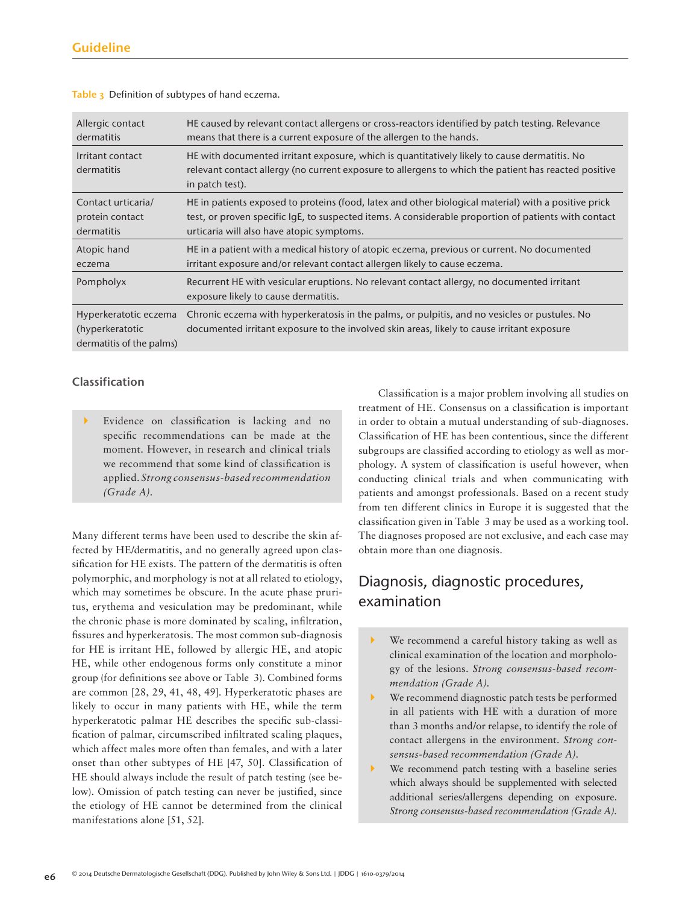Table 3 Definition of subtypes of hand eczema.

| | |
|---|---|
| Allergic contact dermatitis | HE caused by relevant contact allergens or cross-reactors identified by patch testing. Relevance means that there is a current exposure of the allergen to the hands. |
| Irritant contact dermatitis | HE with documented irritant exposure, which is quantitatively likely to cause dermatitis. No relevant contact allergy (no current exposure to allergens to which the patient has reacted positive in patch test). |
| Contact urticaria/ protein contact dermatitis | HE in patients exposed to proteins (food, latex and other biological material) with a positive prick test, or proven specific IgE, to suspected items. A considerable proportion of patients with contact urticaria will also have atopic symptoms. |
| Atopic hand eczema | HE in a patient with a medical history of atopic eczema, previous or current. No documented irritant exposure and/or relevant contact allergen likely to cause eczema. |
| Pompholyx | Recurrent HE with vesicular eruptions. No relevant contact allergy, no documented irritant exposure likely to cause dermatitis. |
| Hyperkeratotic eczema (hyperkeratotic dermatitis of the palms) | Chronic eczema with hyperkeratosis in the palms, or pulpitis, and no vesicles or pustules. No documented irritant exposure to the involved skin areas, likely to cause irritant exposure |

### Classification

- Evidence on classification is lacking and no specific recommendations can be made at the moment. However, in research and clinical trials we recommend that some kind of classification is applied. *Strong consensus-based recommendation (Grade A).*

Many different terms have been used to describe the skin affected by HE/dermatitis, and no generally agreed upon classification for HE exists. The pattern of the dermatitis is often polymorphic, and morphology is not at all related to etiology, which may sometimes be obscure. In the acute phase pruritus, erythema and vesiculation may be predominant, while the chronic phase is more dominated by scaling, infiltration, fissures and hyperkeratosis. The most common sub-diagnosis for HE is irritant HE, followed by allergic HE, and atopic HE, while other endogenous forms only constitute a minor group (for definitions see above or Table 3). Combined forms are common [28, 29, 41, 48, 49]. Hyperkeratotic phases are likely to occur in many patients with HE, while the term hyperkeratotic palmar HE describes the specific sub-classification of palmar, circumscribed infiltrated scaling plaques, which affect males more often than females, and with a later onset than other subtypes of HE [47, 50]. Classification of HE should always include the result of patch testing (see below). Omission of patch testing can never be justified, since the etiology of HE cannot be determined from the clinical manifestations alone [51, 52].

Classification is a major problem involving all studies on treatment of HE. Consensus on a classification is important in order to obtain a mutual understanding of sub-diagnoses. Classification of HE has been contentious, since the different subgroups are classified according to etiology as well as morphology. A system of classification is useful however, when conducting clinical trials and when communicating with patients and amongst professionals. Based on a recent study from ten different clinics in Europe it is suggested that the classification given in Table 3 may be used as a working tool. The diagnoses proposed are not exclusive, and each case may obtain more than one diagnosis.

## Diagnosis, diagnostic procedures, examination

- We recommend a careful history taking as well as clinical examination of the location and morphology of the lesions. *Strong consensus-based recommendation (Grade A).*
- We recommend diagnostic patch tests be performed in all patients with HE with a duration of more than 3 months and/or relapse, to identify the role of contact allergens in the environment. *Strong consensus-based recommendation (Grade A).*
- We recommend patch testing with a baseline series which always should be supplemented with selected additional series/allergens depending on exposure. *Strong consensus-based recommendation (Grade A).*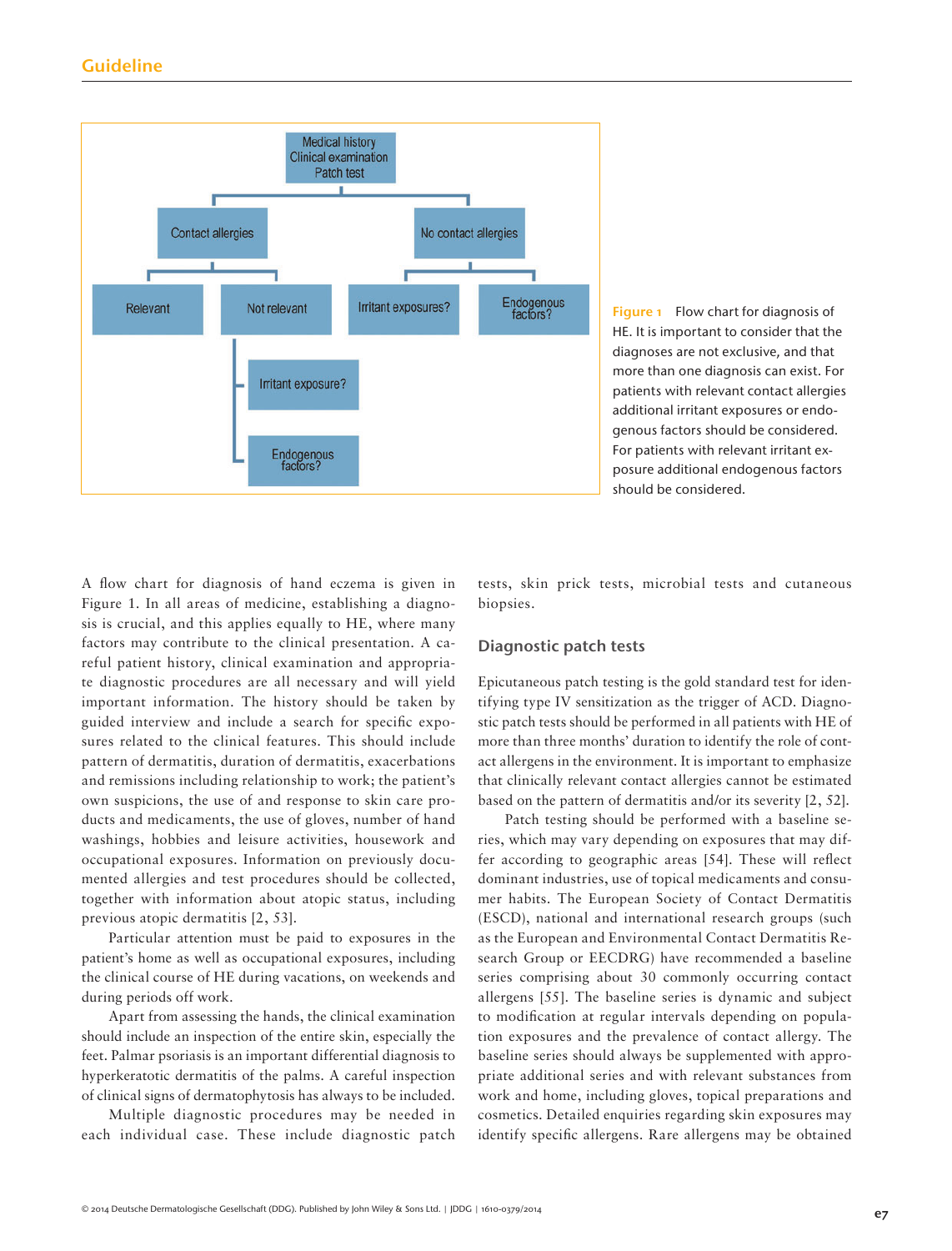Medical history
Clinical examination
Patch test

Contact allergies

No contact allergies

Relevant

Not relevant

Irritant exposure?

Endogenous factors?

Irritant exposures?

Endogenous factors?

**Figure 1** Flow chart for diagnosis of HE. It is important to consider that the diagnoses are not exclusive, and that more than one diagnosis can exist. For patients with relevant contact allergies additional irritant exposures or endogenous factors should be considered. For patients with relevant irritant exposure additional endogenous factors should be considered.

A flow chart for diagnosis of hand eczema is given in Figure 1. In all areas of medicine, establishing a diagnosis is crucial, and this applies equally to HE, where many factors may contribute to the clinical presentation. A careful patient history, clinical examination and appropriate diagnostic procedures are all necessary and will yield important information. The history should be taken by guided interview and include a search for specific exposures related to the clinical features. This should include pattern of dermatitis, duration of dermatitis, exacerbations and remissions including relationship to work; the patient's own suspicions, the use of and response to skin care products and medicaments, the use of gloves, number of hand washings, hobbies and leisure activities, housework and occupational exposures. Information on previously documented allergies and test procedures should be collected, together with information about atopic status, including previous atopic dermatitis [2, 53].

Particular attention must be paid to exposures in the patient's home as well as occupational exposures, including the clinical course of HE during vacations, on weekends and during periods off work.

Apart from assessing the hands, the clinical examination should include an inspection of the entire skin, especially the feet. Palmar psoriasis is an important differential diagnosis to hyperkeratotic dermatitis of the palms. A careful inspection of clinical signs of dermatophytosis has always to be included.

Multiple diagnostic procedures may be needed in each individual case. These include diagnostic patch tests, skin prick tests, microbial tests and cutaneous biopsies.

## Diagnostic patch tests

Epicutaneous patch testing is the gold standard test for identifying type IV sensitization as the trigger of ACD. Diagnostic patch tests should be performed in all patients with HE of more than three months' duration to identify the role of contact allergens in the environment. It is important to emphasize that clinically relevant contact allergies cannot be estimated based on the pattern of dermatitis and/or its severity [2, 52].

Patch testing should be performed with a baseline series, which may vary depending on exposures that may differ according to geographic areas [54]. These will reflect dominant industries, use of topical medicaments and consumer habits. The European Society of Contact Dermatitis (ESCD), national and international research groups (such as the European and Environmental Contact Dermatitis Research Group or EECDRG) have recommended a baseline series comprising about 30 commonly occurring contact allergens [55]. The baseline series is dynamic and subject to modification at regular intervals depending on population exposures and the prevalence of contact allergy. The baseline series should always be supplemented with appropriate additional series and with relevant substances from work and home, including gloves, topical preparations and cosmetics. Detailed enquiries regarding skin exposures may identify specific allergens. Rare allergens may be obtained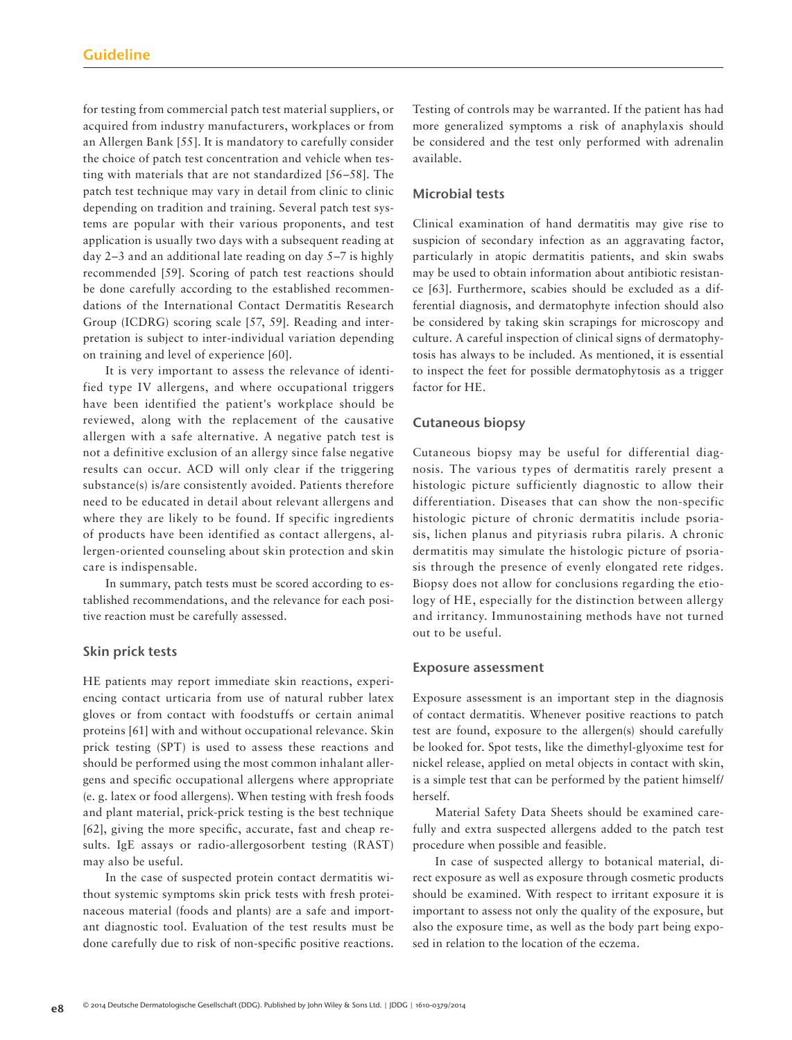for testing from commercial patch test material suppliers, or acquired from industry manufacturers, workplaces or from an Allergen Bank [55]. It is mandatory to carefully consider the choice of patch test concentration and vehicle when testing with materials that are not standardized [56–58]. The patch test technique may vary in detail from clinic to clinic depending on tradition and training. Several patch test systems are popular with their various proponents, and test application is usually two days with a subsequent reading at day 2–3 and an additional late reading on day 5–7 is highly recommended [59]. Scoring of patch test reactions should be done carefully according to the established recommendations of the International Contact Dermatitis Research Group (ICDRG) scoring scale [57, 59]. Reading and interpretation is subject to inter-individual variation depending on training and level of experience [60].

It is very important to assess the relevance of identified type IV allergens, and where occupational triggers have been identified the patient's workplace should be reviewed, along with the replacement of the causative allergen with a safe alternative. A negative patch test is not a definitive exclusion of an allergy since false negative results can occur. ACD will only clear if the triggering substance(s) is/are consistently avoided. Patients therefore need to be educated in detail about relevant allergens and where they are likely to be found. If specific ingredients of products have been identified as contact allergens, allergen-oriented counseling about skin protection and skin care is indispensable.

In summary, patch tests must be scored according to established recommendations, and the relevance for each positive reaction must be carefully assessed.

### Skin prick tests

HE patients may report immediate skin reactions, experiencing contact urticaria from use of natural rubber latex gloves or from contact with foodstuffs or certain animal proteins [61] with and without occupational relevance. Skin prick testing (SPT) is used to assess these reactions and should be performed using the most common inhalant allergens and specific occupational allergens where appropriate (e. g. latex or food allergens). When testing with fresh foods and plant material, prick-prick testing is the best technique [62], giving the more specific, accurate, fast and cheap results. IgE assays or radio-allergosorbent testing (RAST) may also be useful.

In the case of suspected protein contact dermatitis without systemic symptoms skin prick tests with fresh proteinaceous material (foods and plants) are a safe and important diagnostic tool. Evaluation of the test results must be done carefully due to risk of non-specific positive reactions. Testing of controls may be warranted. If the patient has had more generalized symptoms a risk of anaphylaxis should be considered and the test only performed with adrenalin available.

### Microbial tests

Clinical examination of hand dermatitis may give rise to suspicion of secondary infection as an aggravating factor, particularly in atopic dermatitis patients, and skin swabs may be used to obtain information about antibiotic resistance [63]. Furthermore, scabies should be excluded as a differential diagnosis, and dermatophyte infection should also be considered by taking skin scrapings for microscopy and culture. A careful inspection of clinical signs of dermatophytosis has always to be included. As mentioned, it is essential to inspect the feet for possible dermatophytosis as a trigger factor for HE.

### Cutaneous biopsy

Cutaneous biopsy may be useful for differential diagnosis. The various types of dermatitis rarely present a histologic picture sufficiently diagnostic to allow their differentiation. Diseases that can show the non-specific histologic picture of chronic dermatitis include psoriasis, lichen planus and pityriasis rubra pilaris. A chronic dermatitis may simulate the histologic picture of psoriasis through the presence of evenly elongated rete ridges. Biopsy does not allow for conclusions regarding the etiology of HE, especially for the distinction between allergy and irritancy. Immunostaining methods have not turned out to be useful.

### Exposure assessment

Exposure assessment is an important step in the diagnosis of contact dermatitis. Whenever positive reactions to patch test are found, exposure to the allergen(s) should carefully be looked for. Spot tests, like the dimethyl-glyoxime test for nickel release, applied on metal objects in contact with skin, is a simple test that can be performed by the patient himself/herself.

Material Safety Data Sheets should be examined carefully and extra suspected allergens added to the patch test procedure when possible and feasible.

In case of suspected allergy to botanical material, direct exposure as well as exposure through cosmetic products should be examined. With respect to irritant exposure it is important to assess not only the quality of the exposure, but also the exposure time, as well as the body part being exposed in relation to the location of the eczema.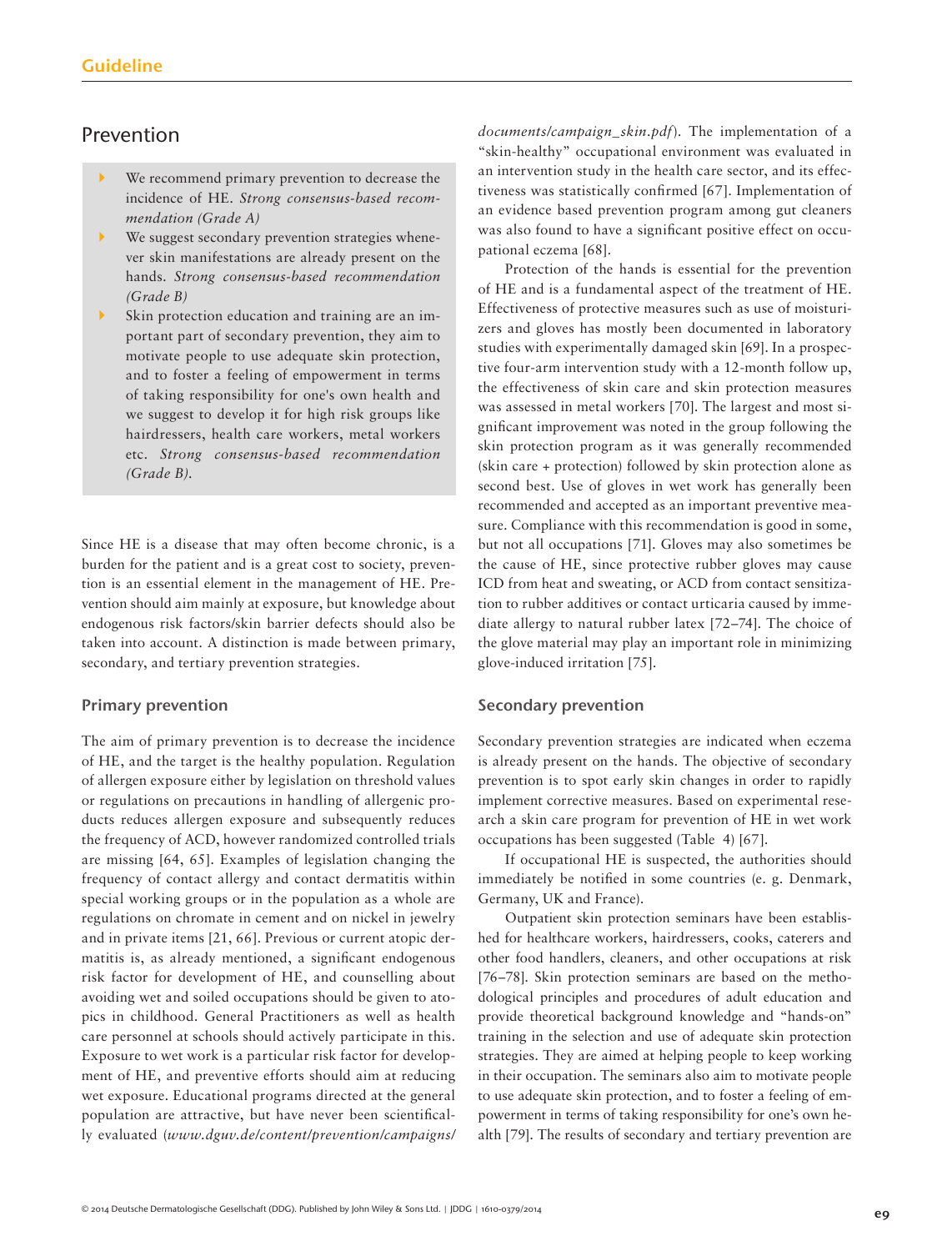## Prevention

- We recommend primary prevention to decrease the incidence of HE. *Strong consensus-based recommendation (Grade A)*
- We suggest secondary prevention strategies whenever skin manifestations are already present on the hands. *Strong consensus-based recommendation (Grade B)*
- Skin protection education and training are an important part of secondary prevention, they aim to motivate people to use adequate skin protection, and to foster a feeling of empowerment in terms of taking responsibility for one's own health and we suggest to develop it for high risk groups like hairdressers, health care workers, metal workers etc. *Strong consensus-based recommendation (Grade B).*

Since HE is a disease that may often become chronic, is a burden for the patient and is a great cost to society, prevention is an essential element in the management of HE. Prevention should aim mainly at exposure, but knowledge about endogenous risk factors/skin barrier defects should also be taken into account. A distinction is made between primary, secondary, and tertiary prevention strategies.

### Primary prevention

The aim of primary prevention is to decrease the incidence of HE, and the target is the healthy population. Regulation of allergen exposure either by legislation on threshold values or regulations on precautions in handling of allergenic products reduces allergen exposure and subsequently reduces the frequency of ACD, however randomized controlled trials are missing [64, 65]. Examples of legislation changing the frequency of contact allergy and contact dermatitis within special working groups or in the population as a whole are regulations on chromate in cement and on nickel in jewelry and in private items [21, 66]. Previous or current atopic dermatitis is, as already mentioned, a significant endogenous risk factor for development of HE, and counselling about avoiding wet and soiled occupations should be given to atopics in childhood. General Practitioners as well as health care personnel at schools should actively participate in this. Exposure to wet work is a particular risk factor for development of HE, and preventive efforts should aim at reducing wet exposure. Educational programs directed at the general population are attractive, but have never been scientifically evaluated (*www.dguv.de/content/prevention/campaigns/documents/campaign_skin.pdf*). The implementation of a "skin-healthy" occupational environment was evaluated in an intervention study in the health care sector, and its effectiveness was statistically confirmed [67]. Implementation of an evidence based prevention program among gut cleaners was also found to have a significant positive effect on occupational eczema [68].

Protection of the hands is essential for the prevention of HE and is a fundamental aspect of the treatment of HE. Effectiveness of protective measures such as use of moisturizers and gloves has mostly been documented in laboratory studies with experimentally damaged skin [69]. In a prospective four-arm intervention study with a 12-month follow up, the effectiveness of skin care and skin protection measures was assessed in metal workers [70]. The largest and most significant improvement was noted in the group following the skin protection program as it was generally recommended (skin care + protection) followed by skin protection alone as second best. Use of gloves in wet work has generally been recommended and accepted as an important preventive measure. Compliance with this recommendation is good in some, but not all occupations [71]. Gloves may also sometimes be the cause of HE, since protective rubber gloves may cause ICD from heat and sweating, or ACD from contact sensitization to rubber additives or contact urticaria caused by immediate allergy to natural rubber latex [72–74]. The choice of the glove material may play an important role in minimizing glove-induced irritation [75].

### Secondary prevention

Secondary prevention strategies are indicated when eczema is already present on the hands. The objective of secondary prevention is to spot early skin changes in order to rapidly implement corrective measures. Based on experimental research a skin care program for prevention of HE in wet work occupations has been suggested (Table 4) [67].

If occupational HE is suspected, the authorities should immediately be notified in some countries (e. g. Denmark, Germany, UK and France).

Outpatient skin protection seminars have been established for healthcare workers, hairdressers, cooks, caterers and other food handlers, cleaners, and other occupations at risk [76–78]. Skin protection seminars are based on the methodological principles and procedures of adult education and provide theoretical background knowledge and "hands-on" training in the selection and use of adequate skin protection strategies. They are aimed at helping people to keep working in their occupation. The seminars also aim to motivate people to use adequate skin protection, and to foster a feeling of empowerment in terms of taking responsibility for one's own health [79]. The results of secondary and tertiary prevention are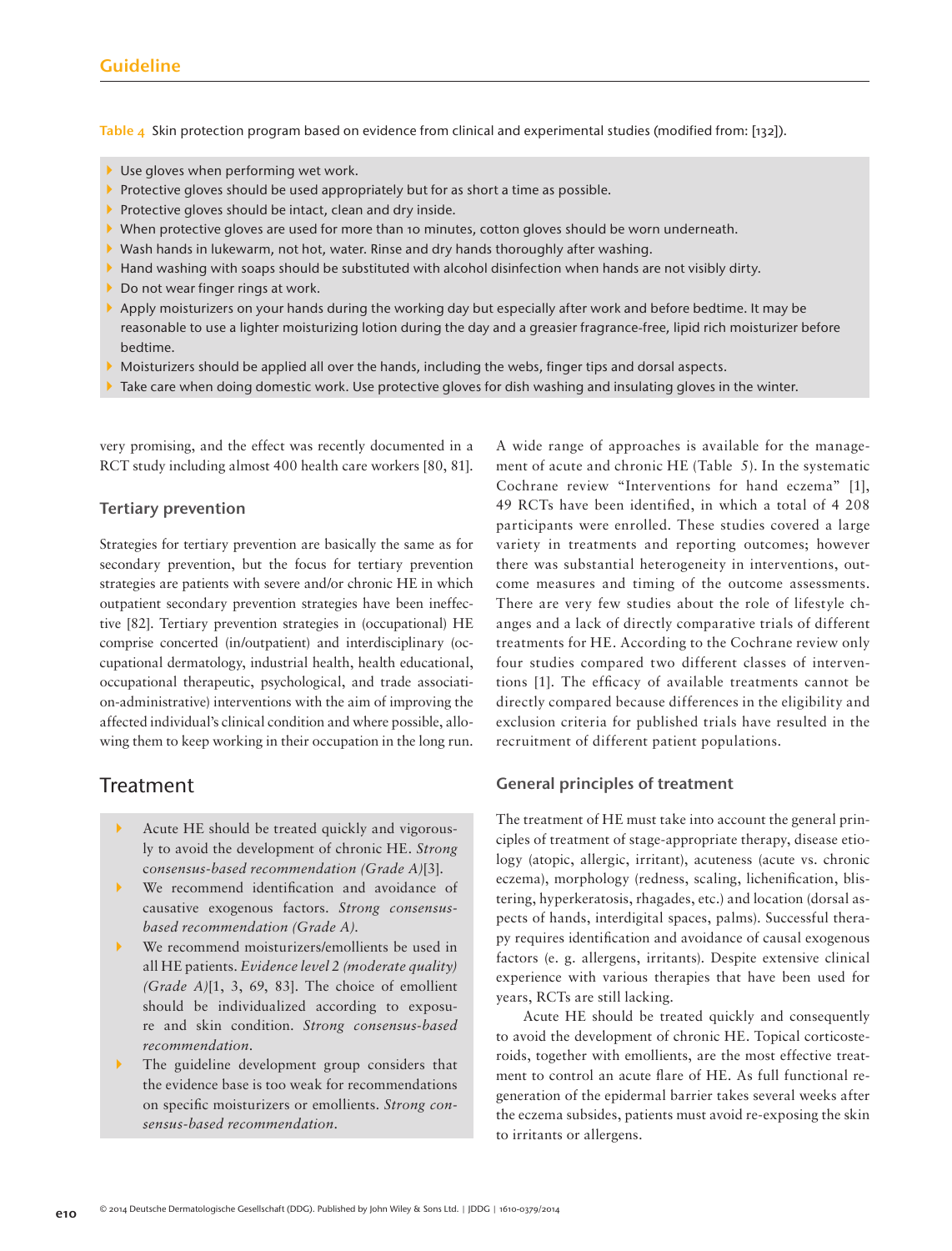Table 4 Skin protection program based on evidence from clinical and experimental studies (modified from: [132]).

- Use gloves when performing wet work.
- Protective gloves should be used appropriately but for as short a time as possible.
- Protective gloves should be intact, clean and dry inside.
- When protective gloves are used for more than 10 minutes, cotton gloves should be worn underneath.
- Wash hands in lukewarm, not hot, water. Rinse and dry hands thoroughly after washing.
- Hand washing with soaps should be substituted with alcohol disinfection when hands are not visibly dirty.
- Do not wear finger rings at work.
- Apply moisturizers on your hands during the working day but especially after work and before bedtime. It may be reasonable to use a lighter moisturizing lotion during the day and a greasier fragrance-free, lipid rich moisturizer before bedtime.
- Moisturizers should be applied all over the hands, including the webs, finger tips and dorsal aspects.
- Take care when doing domestic work. Use protective gloves for dish washing and insulating gloves in the winter.

very promising, and the effect was recently documented in a RCT study including almost 400 health care workers [80, 81].

### Tertiary prevention

Strategies for tertiary prevention are basically the same as for secondary prevention, but the focus for tertiary prevention strategies are patients with severe and/or chronic HE in which outpatient secondary prevention strategies have been ineffective [82]. Tertiary prevention strategies in (occupational) HE comprise concerted (in/outpatient) and interdisciplinary (occupational dermatology, industrial health, health educational, occupational therapeutic, psychological, and trade association-administrative) interventions with the aim of improving the affected individual's clinical condition and where possible, allowing them to keep working in their occupation in the long run.

## Treatment

- Acute HE should be treated quickly and vigorously to avoid the development of chronic HE. *Strong consensus-based recommendation (Grade A)*[3].
- We recommend identification and avoidance of causative exogenous factors. *Strong consensus-based recommendation (Grade A).*
- We recommend moisturizers/emollients be used in all HE patients. *Evidence level 2 (moderate quality) (Grade A)*[1, 3, 69, 83]. The choice of emollient should be individualized according to exposure and skin condition. *Strong consensus-based recommendation.*
- The guideline development group considers that the evidence base is too weak for recommendations on specific moisturizers or emollients. *Strong consensus-based recommendation.*

A wide range of approaches is available for the management of acute and chronic HE (Table 5). In the systematic Cochrane review "Interventions for hand eczema" [1], 49 RCTs have been identified, in which a total of 4 208 participants were enrolled. These studies covered a large variety in treatments and reporting outcomes; however there was substantial heterogeneity in interventions, outcome measures and timing of the outcome assessments. There are very few studies about the role of lifestyle changes and a lack of directly comparative trials of different treatments for HE. According to the Cochrane review only four studies compared two different classes of interventions [1]. The efficacy of available treatments cannot be directly compared because differences in the eligibility and exclusion criteria for published trials have resulted in the recruitment of different patient populations.

### General principles of treatment

The treatment of HE must take into account the general principles of treatment of stage-appropriate therapy, disease etiology (atopic, allergic, irritant), acuteness (acute vs. chronic eczema), morphology (redness, scaling, lichenification, blistering, hyperkeratosis, rhagades, etc.) and location (dorsal aspects of hands, interdigital spaces, palms). Successful therapy requires identification and avoidance of causal exogenous factors (e. g. allergens, irritants). Despite extensive clinical experience with various therapies that have been used for years, RCTs are still lacking.

Acute HE should be treated quickly and consequently to avoid the development of chronic HE. Topical corticosteroids, together with emollients, are the most effective treatment to control an acute flare of HE. As full functional regeneration of the epidermal barrier takes several weeks after the eczema subsides, patients must avoid re-exposing the skin to irritants or allergens.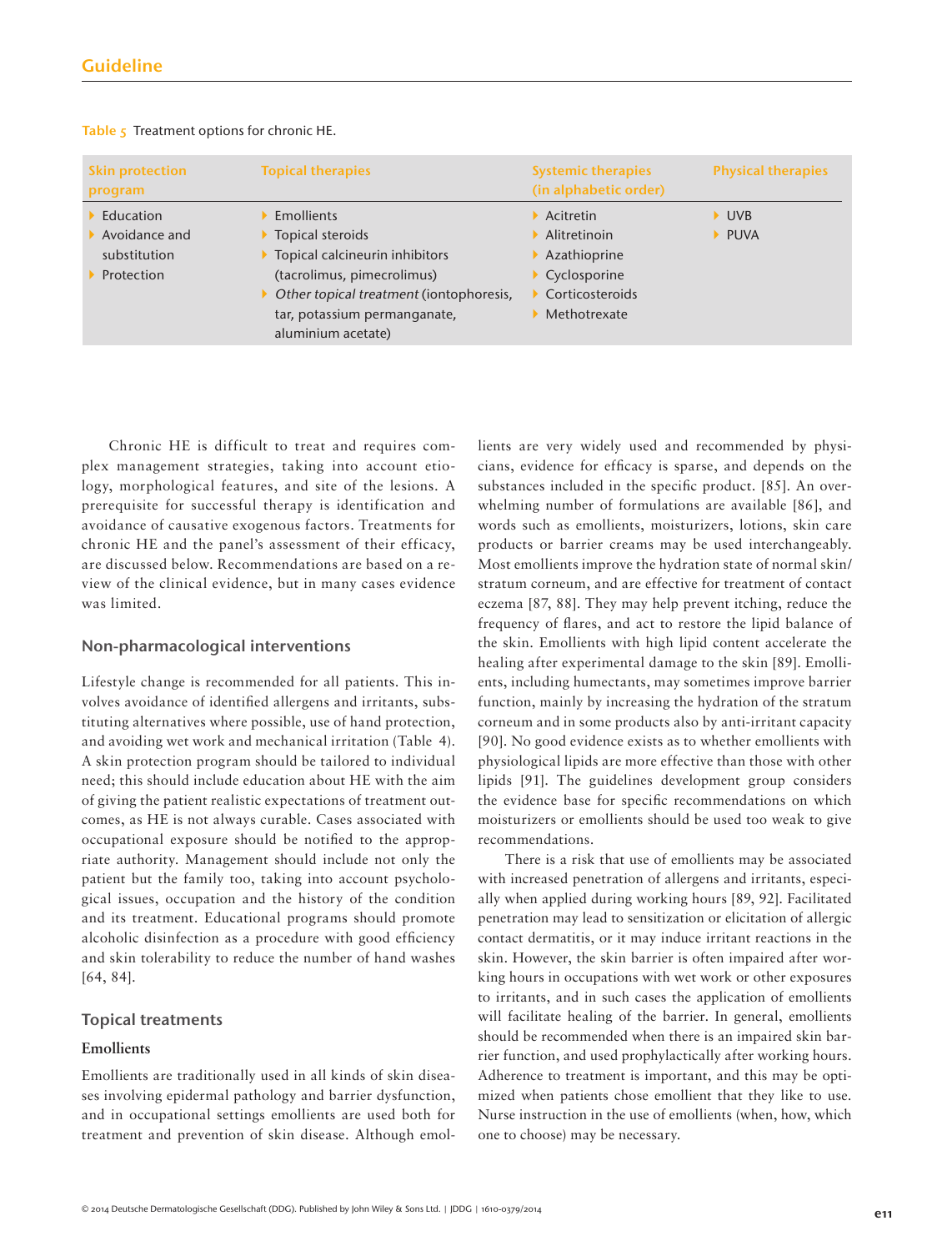Table 5 Treatment options for chronic HE.

| Skin protection program | Topical therapies | Systemic therapies (in alphabetic order) | Physical therapies |
|---|---|---|---|
| Education<br>Avoidance and substitution<br>Protection | Emollients<br>Topical steroids<br>Topical calcineurin inhibitors (tacrolimus, pimecrolimus)<br>*Other topical treatment* (iontophoresis, tar, potassium permanganate, aluminium acetate) | Acitretin<br>Alitretinoin<br>Azathioprine<br>Cyclosporine<br>Corticosteroids<br>Methotrexate | UVB<br>PUVA |

Chronic HE is difficult to treat and requires complex management strategies, taking into account etiology, morphological features, and site of the lesions. A prerequisite for successful therapy is identification and avoidance of causative exogenous factors. Treatments for chronic HE and the panel's assessment of their efficacy, are discussed below. Recommendations are based on a review of the clinical evidence, but in many cases evidence was limited.

## Non-pharmacological interventions

Lifestyle change is recommended for all patients. This involves avoidance of identified allergens and irritants, substituting alternatives where possible, use of hand protection, and avoiding wet work and mechanical irritation (Table 4). A skin protection program should be tailored to individual need; this should include education about HE with the aim of giving the patient realistic expectations of treatment outcomes, as HE is not always curable. Cases associated with occupational exposure should be notified to the appropriate authority. Management should include not only the patient but the family too, taking into account psychological issues, occupation and the history of the condition and its treatment. Educational programs should promote alcoholic disinfection as a procedure with good efficiency and skin tolerability to reduce the number of hand washes [64, 84].

## Topical treatments

### Emollients

Emollients are traditionally used in all kinds of skin diseases involving epidermal pathology and barrier dysfunction, and in occupational settings emollients are used both for treatment and prevention of skin disease. Although emollients are very widely used and recommended by physicians, evidence for efficacy is sparse, and depends on the substances included in the specific product. [85]. An overwhelming number of formulations are available [86], and words such as emollients, moisturizers, lotions, skin care products or barrier creams may be used interchangeably. Most emollients improve the hydration state of normal skin/stratum corneum, and are effective for treatment of contact eczema [87, 88]. They may help prevent itching, reduce the frequency of flares, and act to restore the lipid balance of the skin. Emollients with high lipid content accelerate the healing after experimental damage to the skin [89]. Emollients, including humectants, may sometimes improve barrier function, mainly by increasing the hydration of the stratum corneum and in some products also by anti-irritant capacity [90]. No good evidence exists as to whether emollients with physiological lipids are more effective than those with other lipids [91]. The guidelines development group considers the evidence base for specific recommendations on which moisturizers or emollients should be used too weak to give recommendations.

There is a risk that use of emollients may be associated with increased penetration of allergens and irritants, especially when applied during working hours [89, 92]. Facilitated penetration may lead to sensitization or elicitation of allergic contact dermatitis, or it may induce irritant reactions in the skin. However, the skin barrier is often impaired after working hours in occupations with wet work or other exposures to irritants, and in such cases the application of emollients will facilitate healing of the barrier. In general, emollients should be recommended when there is an impaired skin barrier function, and used prophylactically after working hours. Adherence to treatment is important, and this may be optimized when patients chose emollient that they like to use. Nurse instruction in the use of emollients (when, how, which one to choose) may be necessary.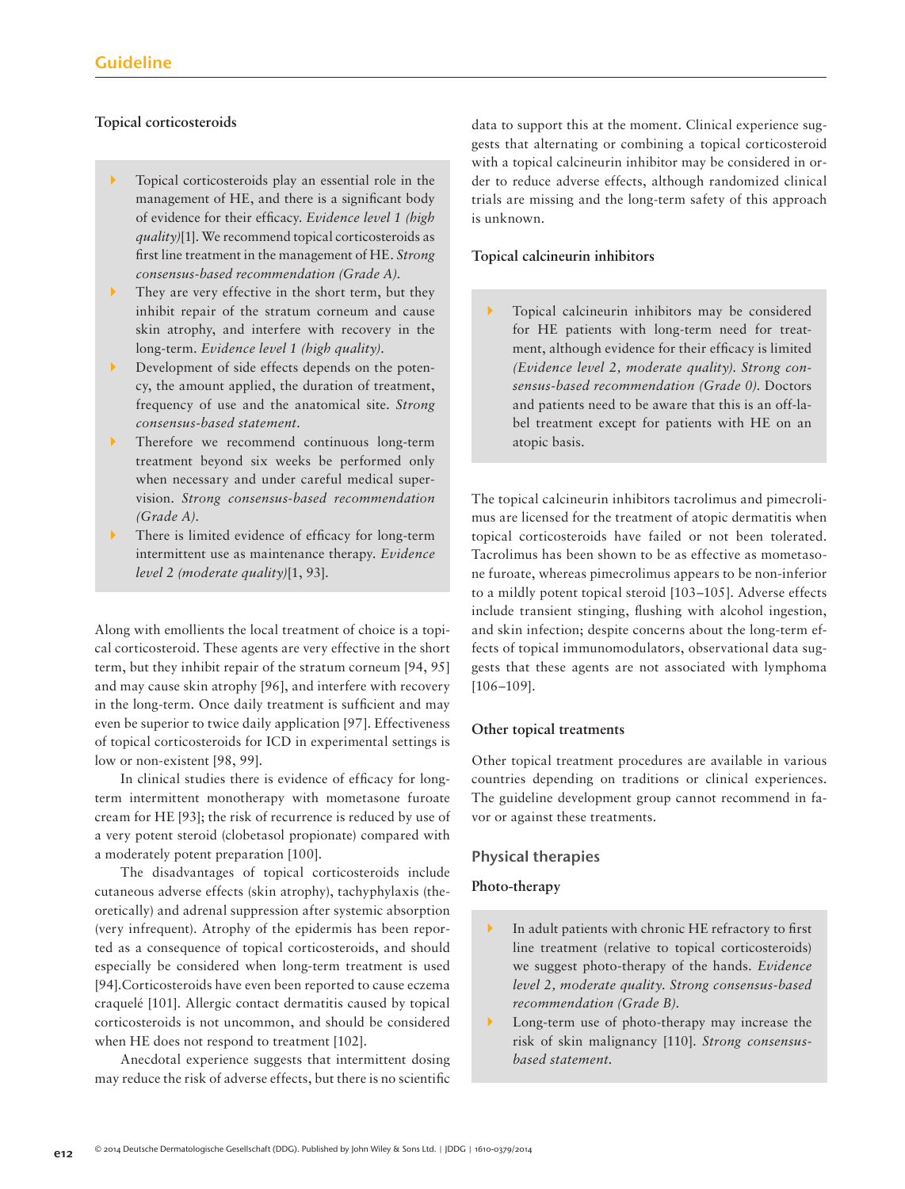### Topical corticosteroids

- Topical corticosteroids play an essential role in the management of HE, and there is a significant body of evidence for their efficacy. *Evidence level 1 (high quality)*[1]. We recommend topical corticosteroids as first line treatment in the management of HE. *Strong consensus-based recommendation (Grade A).*
- They are very effective in the short term, but they inhibit repair of the stratum corneum and cause skin atrophy, and interfere with recovery in the long-term. *Evidence level 1 (high quality).*
- Development of side effects depends on the potency, the amount applied, the duration of treatment, frequency of use and the anatomical site. *Strong consensus-based statement.*
- Therefore we recommend continuous long-term treatment beyond six weeks be performed only when necessary and under careful medical supervision. *Strong consensus-based recommendation (Grade A).*
- There is limited evidence of efficacy for long-term intermittent use as maintenance therapy. *Evidence level 2 (moderate quality)*[1, 93].

Along with emollients the local treatment of choice is a topical corticosteroid. These agents are very effective in the short term, but they inhibit repair of the stratum corneum [94, 95] and may cause skin atrophy [96], and interfere with recovery in the long-term. Once daily treatment is sufficient and may even be superior to twice daily application [97]. Effectiveness of topical corticosteroids for ICD in experimental settings is low or non-existent [98, 99].

In clinical studies there is evidence of efficacy for long-term intermittent monotherapy with mometasone furoate cream for HE [93]; the risk of recurrence is reduced by use of a very potent steroid (clobetasol propionate) compared with a moderately potent preparation [100].

The disadvantages of topical corticosteroids include cutaneous adverse effects (skin atrophy), tachyphylaxis (theoretically) and adrenal suppression after systemic absorption (very infrequent). Atrophy of the epidermis has been reported as a consequence of topical corticosteroids, and should especially be considered when long-term treatment is used [94].Corticosteroids have even been reported to cause eczema craquelé [101]. Allergic contact dermatitis caused by topical corticosteroids is not uncommon, and should be considered when HE does not respond to treatment [102].

Anecdotal experience suggests that intermittent dosing may reduce the risk of adverse effects, but there is no scientific data to support this at the moment. Clinical experience suggests that alternating or combining a topical corticosteroid with a topical calcineurin inhibitor may be considered in order to reduce adverse effects, although randomized clinical trials are missing and the long-term safety of this approach is unknown.

### Topical calcineurin inhibitors

- Topical calcineurin inhibitors may be considered for HE patients with long-term need for treatment, although evidence for their efficacy is limited *(Evidence level 2, moderate quality). Strong consensus-based recommendation (Grade 0).* Doctors and patients need to be aware that this is an off-label treatment except for patients with HE on an atopic basis.

The topical calcineurin inhibitors tacrolimus and pimecrolimus are licensed for the treatment of atopic dermatitis when topical corticosteroids have failed or not been tolerated. Tacrolimus has been shown to be as effective as mometasone furoate, whereas pimecrolimus appears to be non-inferior to a mildly potent topical steroid [103–105]. Adverse effects include transient stinging, flushing with alcohol ingestion, and skin infection; despite concerns about the long-term effects of topical immunomodulators, observational data suggests that these agents are not associated with lymphoma [106–109].

### Other topical treatments

Other topical treatment procedures are available in various countries depending on traditions or clinical experiences. The guideline development group cannot recommend in favor or against these treatments.

## Physical therapies

### Photo-therapy

- In adult patients with chronic HE refractory to first line treatment (relative to topical corticosteroids) we suggest photo-therapy of the hands. *Evidence level 2, moderate quality. Strong consensus-based recommendation (Grade B).*
- Long-term use of photo-therapy may increase the risk of skin malignancy [110]. *Strong consensus-based statement.*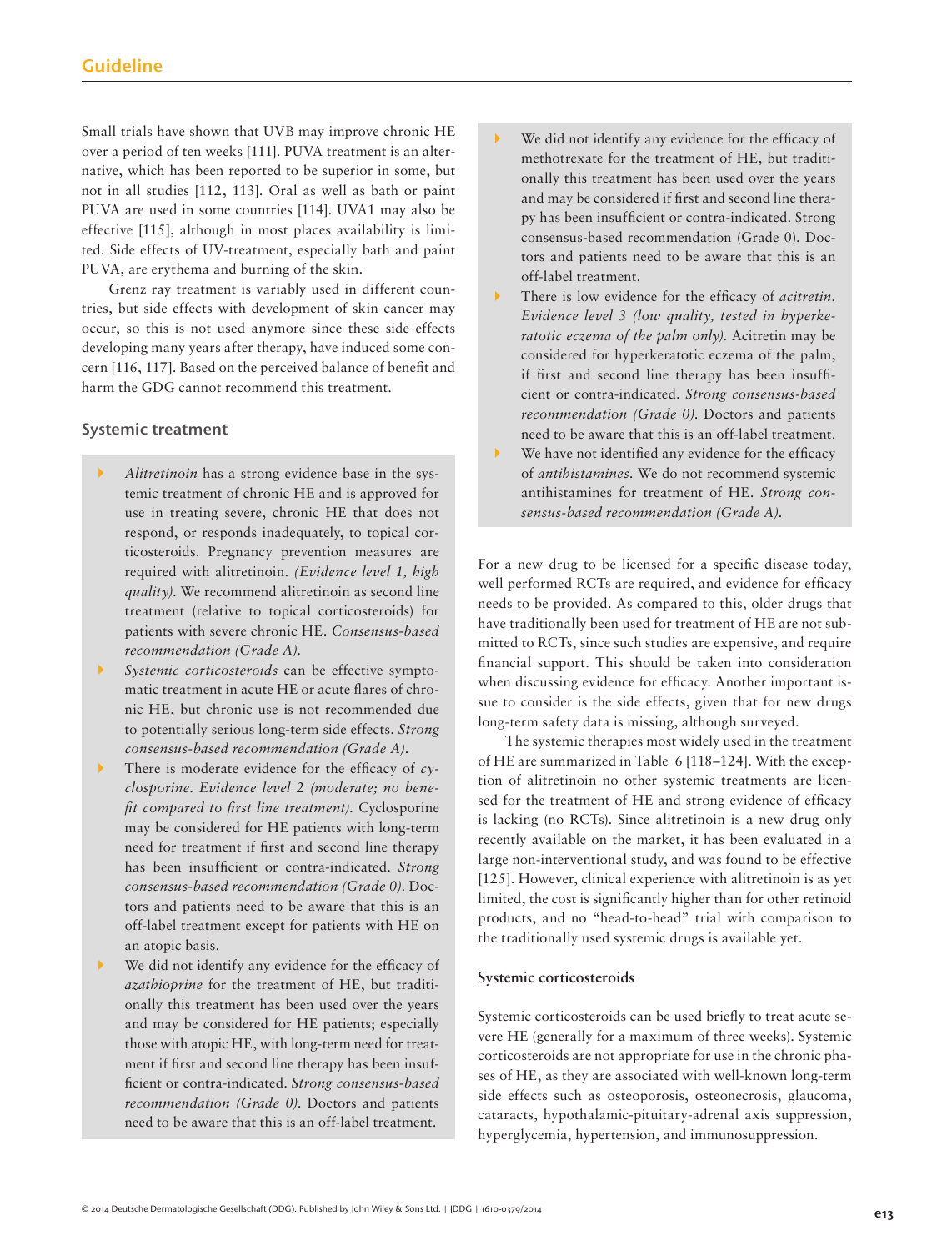Small trials have shown that UVB may improve chronic HE over a period of ten weeks [111]. PUVA treatment is an alternative, which has been reported to be superior in some, but not in all studies [112, 113]. Oral as well as bath or paint PUVA are used in some countries [114]. UVA1 may also be effective [115], although in most places availability is limited. Side effects of UV-treatment, especially bath and paint PUVA, are erythema and burning of the skin.

Grenz ray treatment is variably used in different countries, but side effects with development of skin cancer may occur, so this is not used anymore since these side effects developing many years after therapy, have induced some concern [116, 117]. Based on the perceived balance of benefit and harm the GDG cannot recommend this treatment.

### Systemic treatment

- *Alitretinoin* has a strong evidence base in the systemic treatment of chronic HE and is approved for use in treating severe, chronic HE that does not respond, or responds inadequately, to topical corticosteroids. Pregnancy prevention measures are required with alitretinoin. *(Evidence level 1, high quality).* We recommend alitretinoin as second line treatment (relative to topical corticosteroids) for patients with severe chronic HE. *Consensus-based recommendation (Grade A).*
- *Systemic corticosteroids* can be effective symptomatic treatment in acute HE or acute flares of chronic HE, but chronic use is not recommended due to potentially serious long-term side effects. *Strong consensus-based recommendation (Grade A).*
- There is moderate evidence for the efficacy of *cyclosporine. Evidence level 2 (moderate; no benefit compared to first line treatment).* Cyclosporine may be considered for HE patients with long-term need for treatment if first and second line therapy has been insufficient or contra-indicated. *Strong consensus-based recommendation (Grade 0).* Doctors and patients need to be aware that this is an off-label treatment except for patients with HE on an atopic basis.
- We did not identify any evidence for the efficacy of *azathioprine* for the treatment of HE, but traditionally this treatment has been used over the years and may be considered for HE patients; especially those with atopic HE, with long-term need for treatment if first and second line therapy has been insufficient or contra-indicated. *Strong consensus-based recommendation (Grade 0).* Doctors and patients need to be aware that this is an off-label treatment.
- We did not identify any evidence for the efficacy of methotrexate for the treatment of HE, but traditionally this treatment has been used over the years and may be considered if first and second line therapy has been insufficient or contra-indicated. Strong consensus-based recommendation (Grade 0), Doctors and patients need to be aware that this is an off-label treatment.
- There is low evidence for the efficacy of *acitretin. Evidence level 3 (low quality, tested in hyperkeratotic eczema of the palm only).* Acitretin may be considered for hyperkeratotic eczema of the palm, if first and second line therapy has been insufficient or contra-indicated. *Strong consensus-based recommendation (Grade 0).* Doctors and patients need to be aware that this is an off-label treatment.
- We have not identified any evidence for the efficacy of *antihistamines*. We do not recommend systemic antihistamines for treatment of HE. *Strong consensus-based recommendation (Grade A).*

For a new drug to be licensed for a specific disease today, well performed RCTs are required, and evidence for efficacy needs to be provided. As compared to this, older drugs that have traditionally been used for treatment of HE are not submitted to RCTs, since such studies are expensive, and require financial support. This should be taken into consideration when discussing evidence for efficacy. Another important issue to consider is the side effects, given that for new drugs long-term safety data is missing, although surveyed.

The systemic therapies most widely used in the treatment of HE are summarized in Table 6 [118–124]. With the exception of alitretinoin no other systemic treatments are licensed for the treatment of HE and strong evidence of efficacy is lacking (no RCTs). Since alitretinoin is a new drug only recently available on the market, it has been evaluated in a large non-interventional study, and was found to be effective [125]. However, clinical experience with alitretinoin is as yet limited, the cost is significantly higher than for other retinoid products, and no "head-to-head" trial with comparison to the traditionally used systemic drugs is available yet.

#### Systemic corticosteroids

Systemic corticosteroids can be used briefly to treat acute severe HE (generally for a maximum of three weeks). Systemic corticosteroids are not appropriate for use in the chronic phases of HE, as they are associated with well-known long-term side effects such as osteoporosis, osteonecrosis, glaucoma, cataracts, hypothalamic-pituitary-adrenal axis suppression, hyperglycemia, hypertension, and immunosuppression.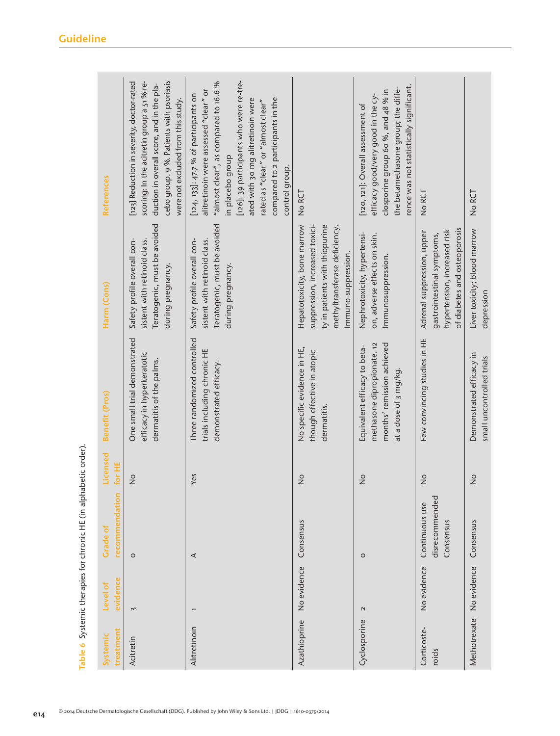**Table 6** Systemic therapies for chronic HE (in alphabetic order).

| Systemic treatment | Level of evidence | Grade of recommendation | Licensed for HE | Benefit (Pros) | Harm (Cons) | References |
|---|---|---|---|---|---|---|
| Acitretin | 3 | 0 | No | One small trial demonstrated efficacy in hyperkeratotic dermatitis of the palms. | Safety profile overall consistent with retinoid class. Teratogenic, must be avoided during pregnancy. | [123] Reduction in severity, doctor-rated scoring: In the acitretin group a 51 % reduction in overall score, and in the placebo group. 9 %. Patients with psoriasis were not excluded from this study. |
| Alitretinoin | 1 | A | Yes | Three randomized controlled trials including chronic HE demonstrated efficacy. | Safety profile overall consistent with retinoid class. Teratogenic, must be avoided during pregnancy. | [124, 133]: 47.7 % of participants on alitretinoin were assessed "clear" or "almost clear", as compared to 16.6 % in placebo group<br>[126]: 39 participants who were re-treated with 30 mg alitretinoin were rated as "clear" or "almost clear" compared to 2 participants in the control group. |
| Azathioprine | No evidence | Consensus | No | No specific evidence in HE, though effective in atopic dermatitis. | Hepatotoxicity, bone marrow suppression, increased toxicity in patients with thiopurine methyltransferase deficiency. Immuno-suppression. | No RCT |
| Cyclosporine | 2 | 0 | No | Equivalent efficacy to betamethasone dipropionate. 12 months' remission achieved at a dose of 3 mg/kg. | Nephrotoxicity, hypertension, adverse effects on skin. Immunosuppression. | [120, 121]: Overall assessment of efficacy good/very good in the cyclosporine group 60 %, and 48 % in the betamethasone group; the difference was not statistically significant. |
| Corticosteroids | No evidence | Continuous use disrecommended Consensus | No | Few convincing studies in HE | Adrenal suppression, upper gastrointestinal symptoms, hypertension, increased risk of diabetes and osteoporosis | No RCT |
| Methotrexate | No evidence | Consensus | No | Demonstrated efficacy in small uncontrolled trials | Liver toxicity; blood marrow depression | No RCT |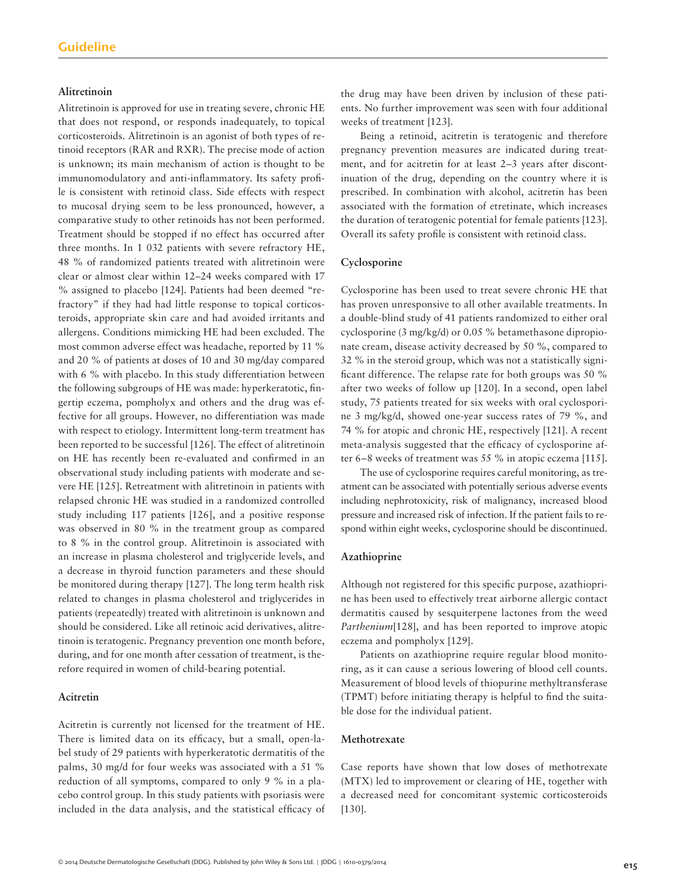### Alitretinoin

Alitretinoin is approved for use in treating severe, chronic HE that does not respond, or responds inadequately, to topical corticosteroids. Alitretinoin is an agonist of both types of retinoid receptors (RAR and RXR). The precise mode of action is unknown; its main mechanism of action is thought to be immunomodulatory and anti-inflammatory. Its safety profile is consistent with retinoid class. Side effects with respect to mucosal drying seem to be less pronounced, however, a comparative study to other retinoids has not been performed. Treatment should be stopped if no effect has occurred after three months. In 1 032 patients with severe refractory HE, 48 % of randomized patients treated with alitretinoin were clear or almost clear within 12–24 weeks compared with 17 % assigned to placebo [124]. Patients had been deemed "refractory" if they had had little response to topical corticosteroids, appropriate skin care and had avoided irritants and allergens. Conditions mimicking HE had been excluded. The most common adverse effect was headache, reported by 11 % and 20 % of patients at doses of 10 and 30 mg/day compared with 6 % with placebo. In this study differentiation between the following subgroups of HE was made: hyperkeratotic, fingertip eczema, pompholyx and others and the drug was effective for all groups. However, no differentiation was made with respect to etiology. Intermittent long-term treatment has been reported to be successful [126]. The effect of alitretinoin on HE has recently been re-evaluated and confirmed in an observational study including patients with moderate and severe HE [125]. Retreatment with alitretinoin in patients with relapsed chronic HE was studied in a randomized controlled study including 117 patients [126], and a positive response was observed in 80 % in the treatment group as compared to 8 % in the control group. Alitretinoin is associated with an increase in plasma cholesterol and triglyceride levels, and a decrease in thyroid function parameters and these should be monitored during therapy [127]. The long term health risk related to changes in plasma cholesterol and triglycerides in patients (repeatedly) treated with alitretinoin is unknown and should be considered. Like all retinoic acid derivatives, alitretinoin is teratogenic. Pregnancy prevention one month before, during, and for one month after cessation of treatment, is therefore required in women of child-bearing potential.

### Acitretin

Acitretin is currently not licensed for the treatment of HE. There is limited data on its efficacy, but a small, open-label study of 29 patients with hyperkeratotic dermatitis of the palms, 30 mg/d for four weeks was associated with a 51 % reduction of all symptoms, compared to only 9 % in a placebo control group. In this study patients with psoriasis were included in the data analysis, and the statistical efficacy of the drug may have been driven by inclusion of these patients. No further improvement was seen with four additional weeks of treatment [123].

Being a retinoid, acitretin is teratogenic and therefore pregnancy prevention measures are indicated during treatment, and for acitretin for at least 2–3 years after discontinuation of the drug, depending on the country where it is prescribed. In combination with alcohol, acitretin has been associated with the formation of etretinate, which increases the duration of teratogenic potential for female patients [123]. Overall its safety profile is consistent with retinoid class.

### Cyclosporine

Cyclosporine has been used to treat severe chronic HE that has proven unresponsive to all other available treatments. In a double-blind study of 41 patients randomized to either oral cyclosporine (3 mg/kg/d) or 0.05 % betamethasone dipropionate cream, disease activity decreased by 50 %, compared to 32 % in the steroid group, which was not a statistically significant difference. The relapse rate for both groups was 50 % after two weeks of follow up [120]. In a second, open label study, 75 patients treated for six weeks with oral cyclosporine 3 mg/kg/d, showed one-year success rates of 79 %, and 74 % for atopic and chronic HE, respectively [121]. A recent meta-analysis suggested that the efficacy of cyclosporine after 6–8 weeks of treatment was 55 % in atopic eczema [115].

The use of cyclosporine requires careful monitoring, as treatment can be associated with potentially serious adverse events including nephrotoxicity, risk of malignancy, increased blood pressure and increased risk of infection. If the patient fails to respond within eight weeks, cyclosporine should be discontinued.

### Azathioprine

Although not registered for this specific purpose, azathioprine has been used to effectively treat airborne allergic contact dermatitis caused by sesquiterpene lactones from the weed *Parthenium*[128], and has been reported to improve atopic eczema and pompholyx [129].

Patients on azathioprine require regular blood monitoring, as it can cause a serious lowering of blood cell counts. Measurement of blood levels of thiopurine methyltransferase (TPMT) before initiating therapy is helpful to find the suitable dose for the individual patient.

### Methotrexate

Case reports have shown that low doses of methotrexate (MTX) led to improvement or clearing of HE, together with a decreased need for concomitant systemic corticosteroids [130].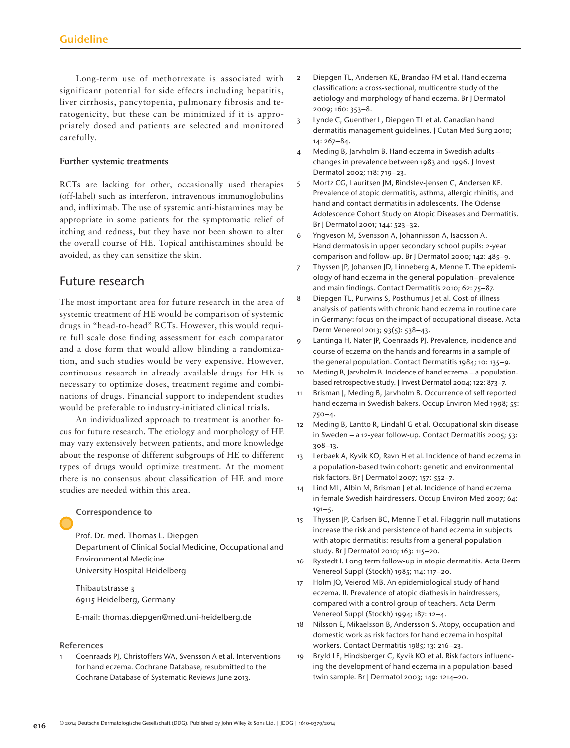Long-term use of methotrexate is associated with significant potential for side effects including hepatitis, liver cirrhosis, pancytopenia, pulmonary fibrosis and teratogenicity, but these can be minimized if it is appropriately dosed and patients are selected and monitored carefully.

### Further systemic treatments

RCTs are lacking for other, occasionally used therapies (off-label) such as interferon, intravenous immunoglobulins and, infliximab. The use of systemic anti-histamines may be appropriate in some patients for the symptomatic relief of itching and redness, but they have not been shown to alter the overall course of HE. Topical antihistamines should be avoided, as they can sensitize the skin.

## Future research

The most important area for future research in the area of systemic treatment of HE would be comparison of systemic drugs in "head-to-head" RCTs. However, this would require full scale dose finding assessment for each comparator and a dose form that would allow blinding a randomization, and such studies would be very expensive. However, continuous research in already available drugs for HE is necessary to optimize doses, treatment regime and combinations of drugs. Financial support to independent studies would be preferable to industry-initiated clinical trials.

An individualized approach to treatment is another focus for future research. The etiology and morphology of HE may vary extensively between patients, and more knowledge about the response of different subgroups of HE to different types of drugs would optimize treatment. At the moment there is no consensus about classification of HE and more studies are needed within this area.

**Correspondence to**

Prof. Dr. med. Thomas L. Diepgen
Department of Clinical Social Medicine, Occupational and Environmental Medicine
University Hospital Heidelberg

Thibautstrasse 3
69115 Heidelberg, Germany

E-mail: thomas.diepgen@med.uni-heidelberg.de

### References

1. Coenraads PJ, Christoffers WA, Svensson A et al. Interventions for hand eczema. Cochrane Database, resubmitted to the Cochrane Database of Systematic Reviews June 2013.
2. Diepgen TL, Andersen KE, Brandao FM et al. Hand eczema classification: a cross-sectional, multicentre study of the aetiology and morphology of hand eczema. Br J Dermatol 2009; 160: 353–8.
3. Lynde C, Guenther L, Diepgen TL et al. Canadian hand dermatitis management guidelines. J Cutan Med Surg 2010; 14: 267–84.
4. Meding B, Jarvholm B. Hand eczema in Swedish adults – changes in prevalence between 1983 and 1996. J Invest Dermatol 2002; 118: 719–23.
5. Mortz CG, Lauritsen JM, Bindslev-Jensen C, Andersen KE. Prevalence of atopic dermatitis, asthma, allergic rhinitis, and hand and contact dermatitis in adolescents. The Odense Adolescence Cohort Study on Atopic Diseases and Dermatitis. Br J Dermatol 2001; 144: 523–32.
6. Yngveson M, Svensson A, Johannisson A, Isacsson A. Hand dermatosis in upper secondary school pupils: 2-year comparison and follow-up. Br J Dermatol 2000; 142: 485–9.
7. Thyssen JP, Johansen JD, Linneberg A, Menne T. The epidemiology of hand eczema in the general population–prevalence and main findings. Contact Dermatitis 2010; 62: 75–87.
8. Diepgen TL, Purwins S, Posthumus J et al. Cost-of-illness analysis of patients with chronic hand eczema in routine care in Germany: focus on the impact of occupational disease. Acta Derm Venereol 2013; 93(5): 538–43.
9. Lantinga H, Nater JP, Coenraads PJ. Prevalence, incidence and course of eczema on the hands and forearms in a sample of the general population. Contact Dermatitis 1984; 10: 135–9.
10. Meding B, Jarvholm B. Incidence of hand eczema – a population-based retrospective study. J Invest Dermatol 2004; 122: 873–7.
11. Brisman J, Meding B, Jarvholm B. Occurrence of self reported hand eczema in Swedish bakers. Occup Environ Med 1998; 55: 750–4.
12. Meding B, Lantto R, Lindahl G et al. Occupational skin disease in Sweden – a 12-year follow-up. Contact Dermatitis 2005; 53: 308–13.
13. Lerbaek A, Kyvik KO, Ravn H et al. Incidence of hand eczema in a population-based twin cohort: genetic and environmental risk factors. Br J Dermatol 2007; 157: 552–7.
14. Lind ML, Albin M, Brisman J et al. Incidence of hand eczema in female Swedish hairdressers. Occup Environ Med 2007; 64: 191–5.
15. Thyssen JP, Carlsen BC, Menne T et al. Filaggrin null mutations increase the risk and persistence of hand eczema in subjects with atopic dermatitis: results from a general population study. Br J Dermatol 2010; 163: 115–20.
16. Rystedt I. Long term follow-up in atopic dermatitis. Acta Derm Venereol Suppl (Stockh) 1985; 114: 117–20.
17. Holm JO, Veierod MB. An epidemiological study of hand eczema. II. Prevalence of atopic diathesis in hairdressers, compared with a control group of teachers. Acta Derm Venereol Suppl (Stockh) 1994; 187: 12–4.
18. Nilsson E, Mikaelsson B, Andersson S. Atopy, occupation and domestic work as risk factors for hand eczema in hospital workers. Contact Dermatitis 1985; 13: 216–23.
19. Bryld LE, Hindsberger C, Kyvik KO et al. Risk factors influencing the development of hand eczema in a population-based twin sample. Br J Dermatol 2003; 149: 1214–20.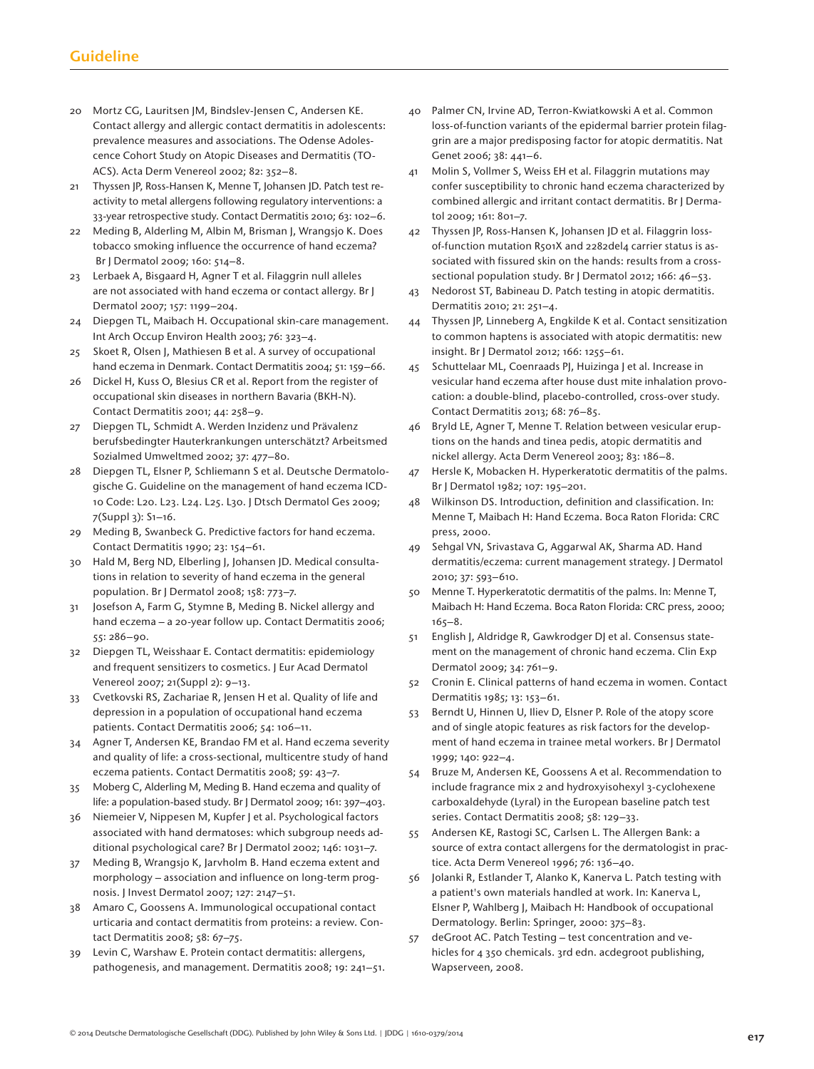20 Mortz CG, Lauritsen JM, Bindslev-Jensen C, Andersen KE. Contact allergy and allergic contact dermatitis in adolescents: prevalence measures and associations. The Odense Adolescence Cohort Study on Atopic Diseases and Dermatitis (TOACS). Acta Derm Venereol 2002; 82: 352–8.

21 Thyssen JP, Ross-Hansen K, Menne T, Johansen JD. Patch test reactivity to metal allergens following regulatory interventions: a 33-year retrospective study. Contact Dermatitis 2010; 63: 102–6.

22 Meding B, Alderling M, Albin M, Brisman J, Wrangsjo K. Does tobacco smoking influence the occurrence of hand eczema? Br J Dermatol 2009; 160: 514–8.

23 Lerbaek A, Bisgaard H, Agner T et al. Filaggrin null alleles are not associated with hand eczema or contact allergy. Br J Dermatol 2007; 157: 1199–204.

24 Diepgen TL, Maibach H. Occupational skin-care management. Int Arch Occup Environ Health 2003; 76: 323–4.

25 Skoet R, Olsen J, Mathiesen B et al. A survey of occupational hand eczema in Denmark. Contact Dermatitis 2004; 51: 159–66.

26 Dickel H, Kuss O, Blesius CR et al. Report from the register of occupational skin diseases in northern Bavaria (BKH-N). Contact Dermatitis 2001; 44: 258–9.

27 Diepgen TL, Schmidt A. Werden Inzidenz und Prävalenz berufsbedingter Hauterkrankungen unterschätzt? Arbeitsmed Sozialmed Umweltmed 2002; 37: 477–80.

28 Diepgen TL, Elsner P, Schliemann S et al. Deutsche Dermatologische G. Guideline on the management of hand eczema ICD-10 Code: L20. L23. L24. L25. L30. J Dtsch Dermatol Ges 2009; 7(Suppl 3): S1–16.

29 Meding B, Swanbeck G. Predictive factors for hand eczema. Contact Dermatitis 1990; 23: 154–61.

30 Hald M, Berg ND, Elberling J, Johansen JD. Medical consultations in relation to severity of hand eczema in the general population. Br J Dermatol 2008; 158: 773–7.

31 Josefson A, Farm G, Stymne B, Meding B. Nickel allergy and hand eczema – a 20-year follow up. Contact Dermatitis 2006; 55: 286–90.

32 Diepgen TL, Weisshaar E. Contact dermatitis: epidemiology and frequent sensitizers to cosmetics. J Eur Acad Dermatol Venereol 2007; 21(Suppl 2): 9–13.

33 Cvetkovski RS, Zachariae R, Jensen H et al. Quality of life and depression in a population of occupational hand eczema patients. Contact Dermatitis 2006; 54: 106–11.

34 Agner T, Andersen KE, Brandao FM et al. Hand eczema severity and quality of life: a cross-sectional, multicentre study of hand eczema patients. Contact Dermatitis 2008; 59: 43–7.

35 Moberg C, Alderling M, Meding B. Hand eczema and quality of life: a population-based study. Br J Dermatol 2009; 161: 397–403.

36 Niemeier V, Nippesen M, Kupfer J et al. Psychological factors associated with hand dermatoses: which subgroup needs additional psychological care? Br J Dermatol 2002; 146: 1031–7.

37 Meding B, Wrangsjo K, Jarvholm B. Hand eczema extent and morphology – association and influence on long-term prognosis. J Invest Dermatol 2007; 127: 2147–51.

38 Amaro C, Goossens A. Immunological occupational contact urticaria and contact dermatitis from proteins: a review. Contact Dermatitis 2008; 58: 67–75.

39 Levin C, Warshaw E. Protein contact dermatitis: allergens, pathogenesis, and management. Dermatitis 2008; 19: 241–51.

40 Palmer CN, Irvine AD, Terron-Kwiatkowski A et al. Common loss-of-function variants of the epidermal barrier protein filaggrin are a major predisposing factor for atopic dermatitis. Nat Genet 2006; 38: 441–6.

41 Molin S, Vollmer S, Weiss EH et al. Filaggrin mutations may confer susceptibility to chronic hand eczema characterized by combined allergic and irritant contact dermatitis. Br J Dermatol 2009; 161: 801–7.

42 Thyssen JP, Ross-Hansen K, Johansen JD et al. Filaggrin loss-of-function mutation R501X and 2282del4 carrier status is associated with fissured skin on the hands: results from a cross-sectional population study. Br J Dermatol 2012; 166: 46–53.

43 Nedorost ST, Babineau D. Patch testing in atopic dermatitis. Dermatitis 2010; 21: 251–4.

44 Thyssen JP, Linneberg A, Engkilde K et al. Contact sensitization to common haptens is associated with atopic dermatitis: new insight. Br J Dermatol 2012; 166: 1255–61.

45 Schuttelaar ML, Coenraads PJ, Huizinga J et al. Increase in vesicular hand eczema after house dust mite inhalation provocation: a double-blind, placebo-controlled, cross-over study. Contact Dermatitis 2013; 68: 76–85.

46 Bryld LE, Agner T, Menne T. Relation between vesicular eruptions on the hands and tinea pedis, atopic dermatitis and nickel allergy. Acta Derm Venereol 2003; 83: 186–8.

47 Hersle K, Mobacken H. Hyperkeratotic dermatitis of the palms. Br J Dermatol 1982; 107: 195–201.

48 Wilkinson DS. Introduction, definition and classification. In: Menne T, Maibach H: Hand Eczema. Boca Raton Florida: CRC press, 2000.

49 Sehgal VN, Srivastava G, Aggarwal AK, Sharma AD. Hand dermatitis/eczema: current management strategy. J Dermatol 2010; 37: 593–610.

50 Menne T. Hyperkeratotic dermatitis of the palms. In: Menne T, Maibach H: Hand Eczema. Boca Raton Florida: CRC press, 2000; 165–8.

51 English J, Aldridge R, Gawkrodger DJ et al. Consensus statement on the management of chronic hand eczema. Clin Exp Dermatol 2009; 34: 761–9.

52 Cronin E. Clinical patterns of hand eczema in women. Contact Dermatitis 1985; 13: 153–61.

53 Berndt U, Hinnen U, Iliev D, Elsner P. Role of the atopy score and of single atopic features as risk factors for the development of hand eczema in trainee metal workers. Br J Dermatol 1999; 140: 922–4.

54 Bruze M, Andersen KE, Goossens A et al. Recommendation to include fragrance mix 2 and hydroxyisohexyl 3-cyclohexene carboxaldehyde (Lyral) in the European baseline patch test series. Contact Dermatitis 2008; 58: 129–33.

55 Andersen KE, Rastogi SC, Carlsen L. The Allergen Bank: a source of extra contact allergens for the dermatologist in practice. Acta Derm Venereol 1996; 76: 136–40.

56 Jolanki R, Estlander T, Alanko K, Kanerva L. Patch testing with a patient's own materials handled at work. In: Kanerva L, Elsner P, Wahlberg J, Maibach H: Handbook of occupational Dermatology. Berlin: Springer, 2000: 375–83.

57 deGroot AC. Patch Testing – test concentration and vehicles for 4 350 chemicals. 3rd edn. acdegroot publishing, Wapserveen, 2008.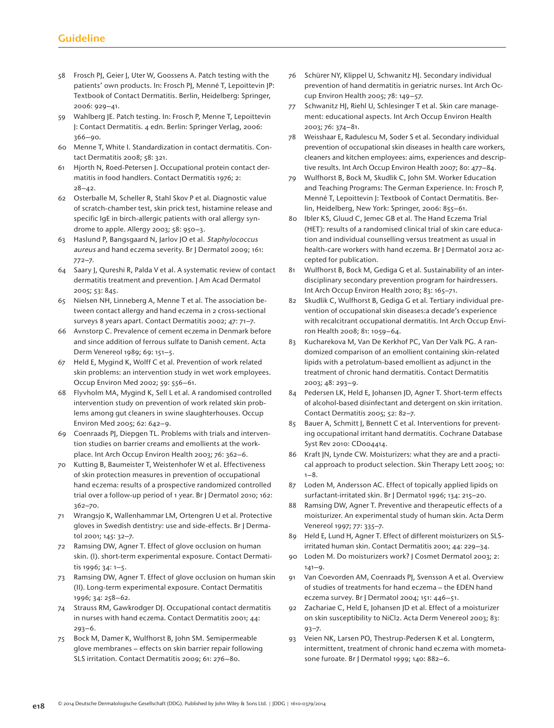58 Frosch PJ, Geier J, Uter W, Goossens A. Patch testing with the patients' own products. In: Frosch PJ, Menné T, Lepoittevin JP: Textbook of Contact Dermatitis. Berlin, Heidelberg: Springer, 2006: 929–41.

59 Wahlberg JE. Patch testing. In: Frosch P, Menne T, Lepoittevin J: Contact Dermatitis. 4 edn. Berlin: Springer Verlag, 2006: 366–90.

60 Menne T, White I. Standardization in contact dermatitis. Contact Dermatitis 2008; 58: 321.

61 Hjorth N, Roed-Petersen J. Occupational protein contact dermatitis in food handlers. Contact Dermatitis 1976; 2: 28–42.

62 Osterballe M, Scheller R, Stahl Skov P et al. Diagnostic value of scratch-chamber test, skin prick test, histamine release and specific IgE in birch-allergic patients with oral allergy syndrome to apple. Allergy 2003; 58: 950–3.

63 Haslund P, Bangsgaard N, Jarlov JO et al. *Staphylococcus aureus* and hand eczema severity. Br J Dermatol 2009; 161: 772–7.

64 Saary J, Qureshi R, Palda V et al. A systematic review of contact dermatitis treatment and prevention. J Am Acad Dermatol 2005; 53: 845.

65 Nielsen NH, Linneberg A, Menne T et al. The association between contact allergy and hand eczema in 2 cross-sectional surveys 8 years apart. Contact Dermatitis 2002; 47: 71–7.

66 Avnstorp C. Prevalence of cement eczema in Denmark before and since addition of ferrous sulfate to Danish cement. Acta Derm Venereol 1989; 69: 151–5.

67 Held E, Mygind K, Wolff C et al. Prevention of work related skin problems: an intervention study in wet work employees. Occup Environ Med 2002; 59: 556–61.

68 Flyvholm MA, Mygind K, Sell L et al. A randomised controlled intervention study on prevention of work related skin problems among gut cleaners in swine slaughterhouses. Occup Environ Med 2005; 62: 642–9.

69 Coenraads PJ, Diepgen TL. Problems with trials and intervention studies on barrier creams and emollients at the workplace. Int Arch Occup Environ Health 2003; 76: 362–6.

70 Kutting B, Baumeister T, Weistenhofer W et al. Effectiveness of skin protection measures in prevention of occupational hand eczema: results of a prospective randomized controlled trial over a follow-up period of 1 year. Br J Dermatol 2010; 162: 362–70.

71 Wrangsjo K, Wallenhammar LM, Ortengren U et al. Protective gloves in Swedish dentistry: use and side-effects. Br J Dermatol 2001; 145: 32–7.

72 Ramsing DW, Agner T. Effect of glove occlusion on human skin. (I). short-term experimental exposure. Contact Dermatitis 1996; 34: 1–5.

73 Ramsing DW, Agner T. Effect of glove occlusion on human skin (II). Long-term experimental exposure. Contact Dermatitis 1996; 34: 258–62.

74 Strauss RM, Gawkrodger DJ. Occupational contact dermatitis in nurses with hand eczema. Contact Dermatitis 2001; 44: 293–6.

75 Bock M, Damer K, Wulfhorst B, John SM. Semipermeable glove membranes – effects on skin barrier repair following SLS irritation. Contact Dermatitis 2009; 61: 276–80.

76 Schürer NY, Klippel U, Schwanitz HJ. Secondary individual prevention of hand dermatitis in geriatric nurses. Int Arch Occup Environ Health 2005; 78: 149–57.

77 Schwanitz HJ, Riehl U, Schlesinger T et al. Skin care management: educational aspects. Int Arch Occup Environ Health 2003; 76: 374–81.

78 Weisshaar E, Radulescu M, Soder S et al. Secondary individual prevention of occupational skin diseases in health care workers, cleaners and kitchen employees: aims, experiences and descriptive results. Int Arch Occup Environ Health 2007; 80: 477–84.

79 Wulfhorst B, Bock M, Skudlik C, John SM. Worker Education and Teaching Programs: The German Experience. In: Frosch P, Menné T, Lepoittevin J: Textbook of Contact Dermatitis. Berlin, Heidelberg, New York: Springer, 2006: 855–61.

80 Ibler KS, Gluud C, Jemec GB et al. The Hand Eczema Trial (HET): results of a randomised clinical trial of skin care education and individual counselling versus treatment as usual in health-care workers with hand eczema. Br J Dermatol 2012 accepted for publication.

81 Wulfhorst B, Bock M, Gediga G et al. Sustainability of an interdisciplinary secondary prevention program for hairdressers. Int Arch Occup Environ Health 2010; 83: 165–71.

82 Skudlik C, Wulfhorst B, Gediga G et al. Tertiary individual prevention of occupational skin diseases:a decade's experience with recalcitrant occupational dermatitis. Int Arch Occup Environ Health 2008; 81: 1059–64.

83 Kucharekova M, Van De Kerkhof PC, Van Der Valk PG. A randomized comparison of an emollient containing skin-related lipids with a petrolatum-based emollient as adjunct in the treatment of chronic hand dermatitis. Contact Dermatitis 2003; 48: 293–9.

84 Pedersen LK, Held E, Johansen JD, Agner T. Short-term effects of alcohol-based disinfectant and detergent on skin irritation. Contact Dermatitis 2005; 52: 82–7.

85 Bauer A, Schmitt J, Bennett C et al. Interventions for preventing occupational irritant hand dermatitis. Cochrane Database Syst Rev 2010: CD004414.

86 Kraft JN, Lynde CW. Moisturizers: what they are and a practical approach to product selection. Skin Therapy Lett 2005; 10: 1–8.

87 Loden M, Andersson AC. Effect of topically applied lipids on surfactant-irritated skin. Br J Dermatol 1996; 134: 215–20.

88 Ramsing DW, Agner T. Preventive and therapeutic effects of a moisturizer. An experimental study of human skin. Acta Derm Venereol 1997; 77: 335–7.

89 Held E, Lund H, Agner T. Effect of different moisturizers on SLS-irritated human skin. Contact Dermatitis 2001; 44: 229–34.

90 Loden M. Do moisturizers work? J Cosmet Dermatol 2003; 2: 141–9.

91 Van Coevorden AM, Coenraads PJ, Svensson A et al. Overview of studies of treatments for hand eczema – the EDEN hand eczema survey. Br J Dermatol 2004; 151: 446–51.

92 Zachariae C, Held E, Johansen JD et al. Effect of a moisturizer on skin susceptibility to NiCl2. Acta Derm Venereol 2003; 83: 93–7.

93 Veien NK, Larsen PO, Thestrup-Pedersen K et al. Longterm, intermittent, treatment of chronic hand eczema with mometasone furoate. Br J Dermatol 1999; 140: 882–6.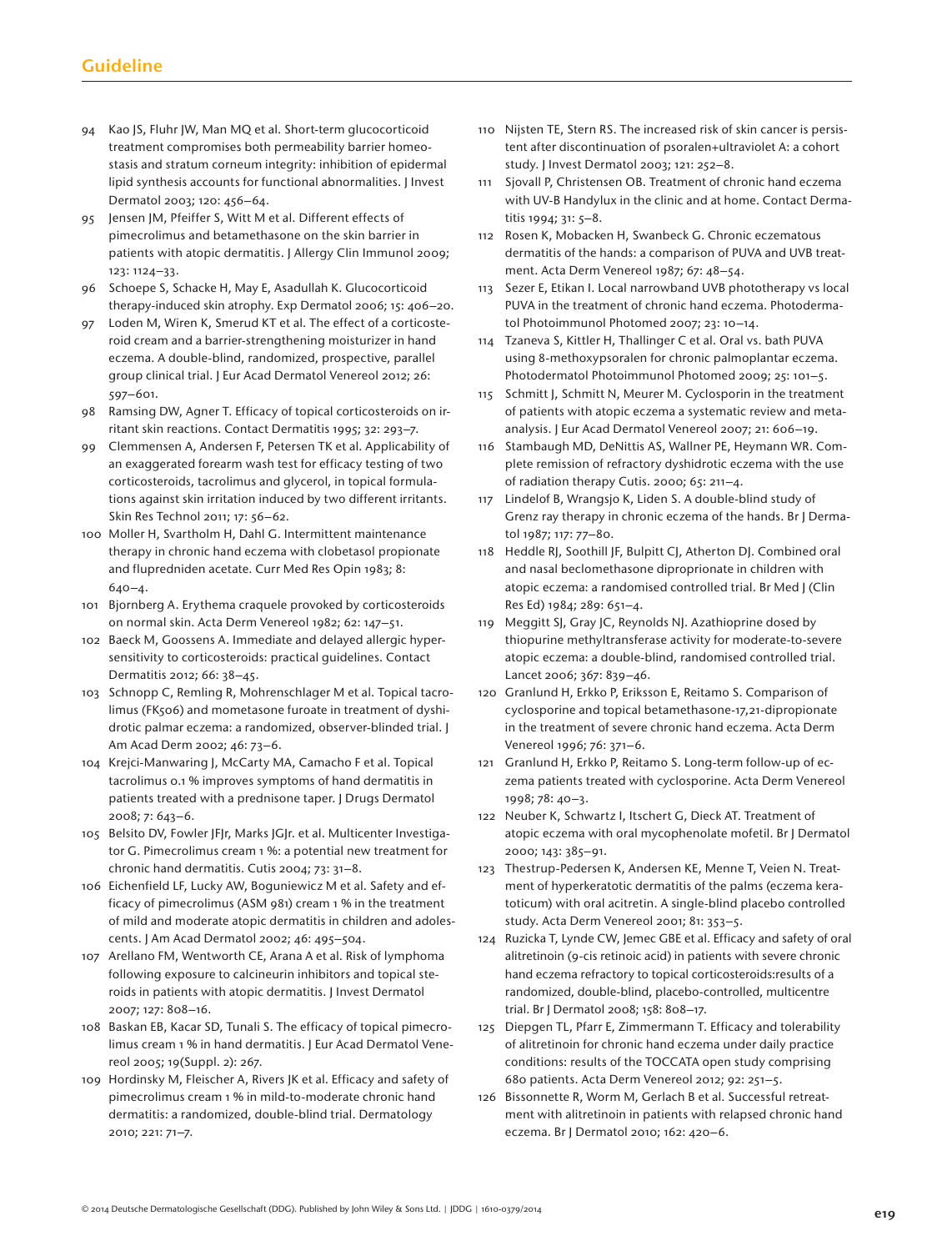94 Kao JS, Fluhr JW, Man MQ et al. Short-term glucocorticoid treatment compromises both permeability barrier homeostasis and stratum corneum integrity: inhibition of epidermal lipid synthesis accounts for functional abnormalities. J Invest Dermatol 2003; 120: 456–64.

95 Jensen JM, Pfeiffer S, Witt M et al. Different effects of pimecrolimus and betamethasone on the skin barrier in patients with atopic dermatitis. J Allergy Clin Immunol 2009; 123: 1124–33.

96 Schoepe S, Schacke H, May E, Asadullah K. Glucocorticoid therapy-induced skin atrophy. Exp Dermatol 2006; 15: 406–20.

97 Loden M, Wiren K, Smerud KT et al. The effect of a corticosteroid cream and a barrier-strengthening moisturizer in hand eczema. A double-blind, randomized, prospective, parallel group clinical trial. J Eur Acad Dermatol Venereol 2012; 26: 597–601.

98 Ramsing DW, Agner T. Efficacy of topical corticosteroids on irritant skin reactions. Contact Dermatitis 1995; 32: 293–7.

99 Clemmensen A, Andersen F, Petersen TK et al. Applicability of an exaggerated forearm wash test for efficacy testing of two corticosteroids, tacrolimus and glycerol, in topical formulations against skin irritation induced by two different irritants. Skin Res Technol 2011; 17: 56–62.

100 Moller H, Svartholm H, Dahl G. Intermittent maintenance therapy in chronic hand eczema with clobetasol propionate and flupredniden acetate. Curr Med Res Opin 1983; 8: 640–4.

101 Bjornberg A. Erythema craquele provoked by corticosteroids on normal skin. Acta Derm Venereol 1982; 62: 147–51.

102 Baeck M, Goossens A. Immediate and delayed allergic hypersensitivity to corticosteroids: practical guidelines. Contact Dermatitis 2012; 66: 38–45.

103 Schnopp C, Remling R, Mohrenschlager M et al. Topical tacrolimus (FK506) and mometasone furoate in treatment of dyshidrotic palmar eczema: a randomized, observer-blinded trial. J Am Acad Derm 2002; 46: 73–6.

104 Krejci-Manwaring J, McCarty MA, Camacho F et al. Topical tacrolimus 0.1 % improves symptoms of hand dermatitis in patients treated with a prednisone taper. J Drugs Dermatol 2008; 7: 643–6.

105 Belsito DV, Fowler JFJr, Marks JGJr. et al. Multicenter Investigator G. Pimecrolimus cream 1 %: a potential new treatment for chronic hand dermatitis. Cutis 2004; 73: 31–8.

106 Eichenfield LF, Lucky AW, Boguniewicz M et al. Safety and efficacy of pimecrolimus (ASM 981) cream 1 % in the treatment of mild and moderate atopic dermatitis in children and adolescents. J Am Acad Dermatol 2002; 46: 495–504.

107 Arellano FM, Wentworth CE, Arana A et al. Risk of lymphoma following exposure to calcineurin inhibitors and topical steroids in patients with atopic dermatitis. J Invest Dermatol 2007; 127: 808–16.

108 Baskan EB, Kacar SD, Tunali S. The efficacy of topical pimecrolimus cream 1 % in hand dermatitis. J Eur Acad Dermatol Venereol 2005; 19(Suppl. 2): 267.

109 Hordinsky M, Fleischer A, Rivers JK et al. Efficacy and safety of pimecrolimus cream 1 % in mild-to-moderate chronic hand dermatitis: a randomized, double-blind trial. Dermatology 2010; 221: 71–7.

110 Nijsten TE, Stern RS. The increased risk of skin cancer is persistent after discontinuation of psoralen+ultraviolet A: a cohort study. J Invest Dermatol 2003; 121: 252–8.

111 Sjovall P, Christensen OB. Treatment of chronic hand eczema with UV-B Handylux in the clinic and at home. Contact Dermatitis 1994; 31: 5–8.

112 Rosen K, Mobacken H, Swanbeck G. Chronic eczematous dermatitis of the hands: a comparison of PUVA and UVB treatment. Acta Derm Venereol 1987; 67: 48–54.

113 Sezer E, Etikan I. Local narrowband UVB phototherapy vs local PUVA in the treatment of chronic hand eczema. Photodermatol Photoimmunol Photomed 2007; 23: 10–14.

114 Tzaneva S, Kittler H, Thallinger C et al. Oral vs. bath PUVA using 8-methoxypsoralen for chronic palmoplantar eczema. Photodermatol Photoimmunol Photomed 2009; 25: 101–5.

115 Schmitt J, Schmitt N, Meurer M. Cyclosporin in the treatment of patients with atopic eczema a systematic review and meta-analysis. J Eur Acad Dermatol Venereol 2007; 21: 606–19.

116 Stambaugh MD, DeNittis AS, Wallner PE, Heymann WR. Complete remission of refractory dyshidrotic eczema with the use of radiation therapy Cutis. 2000; 65: 211–4.

117 Lindelof B, Wrangsjo K, Liden S. A double-blind study of Grenz ray therapy in chronic eczema of the hands. Br J Dermatol 1987; 117: 77–80.

118 Heddle RJ, Soothill JF, Bulpitt CJ, Atherton DJ. Combined oral and nasal beclomethasone diproprionate in children with atopic eczema: a randomised controlled trial. Br Med J (Clin Res Ed) 1984; 289: 651–4.

119 Meggitt SJ, Gray JC, Reynolds NJ. Azathioprine dosed by thiopurine methyltransferase activity for moderate-to-severe atopic eczema: a double-blind, randomised controlled trial. Lancet 2006; 367: 839–46.

120 Granlund H, Erkko P, Eriksson E, Reitamo S. Comparison of cyclosporine and topical betamethasone-17,21-dipropionate in the treatment of severe chronic hand eczema. Acta Derm Venereol 1996; 76: 371–6.

121 Granlund H, Erkko P, Reitamo S. Long-term follow-up of eczema patients treated with cyclosporine. Acta Derm Venereol 1998; 78: 40–3.

122 Neuber K, Schwartz I, Itschert G, Dieck AT. Treatment of atopic eczema with oral mycophenolate mofetil. Br J Dermatol 2000; 143: 385–91.

123 Thestrup-Pedersen K, Andersen KE, Menne T, Veien N. Treatment of hyperkeratotic dermatitis of the palms (eczema keratoticum) with oral acitretin. A single-blind placebo controlled study. Acta Derm Venereol 2001; 81: 353–5.

124 Ruzicka T, Lynde CW, Jemec GBE et al. Efficacy and safety of oral alitretinoin (9-cis retinoic acid) in patients with severe chronic hand eczema refractory to topical corticosteroids:results of a randomized, double-blind, placebo-controlled, multicentre trial. Br J Dermatol 2008; 158: 808–17.

125 Diepgen TL, Pfarr E, Zimmermann T. Efficacy and tolerability of alitretinoin for chronic hand eczema under daily practice conditions: results of the TOCCATA open study comprising 680 patients. Acta Derm Venereol 2012; 92: 251–5.

126 Bissonnette R, Worm M, Gerlach B et al. Successful retreatment with alitretinoin in patients with relapsed chronic hand eczema. Br J Dermatol 2010; 162: 420–6.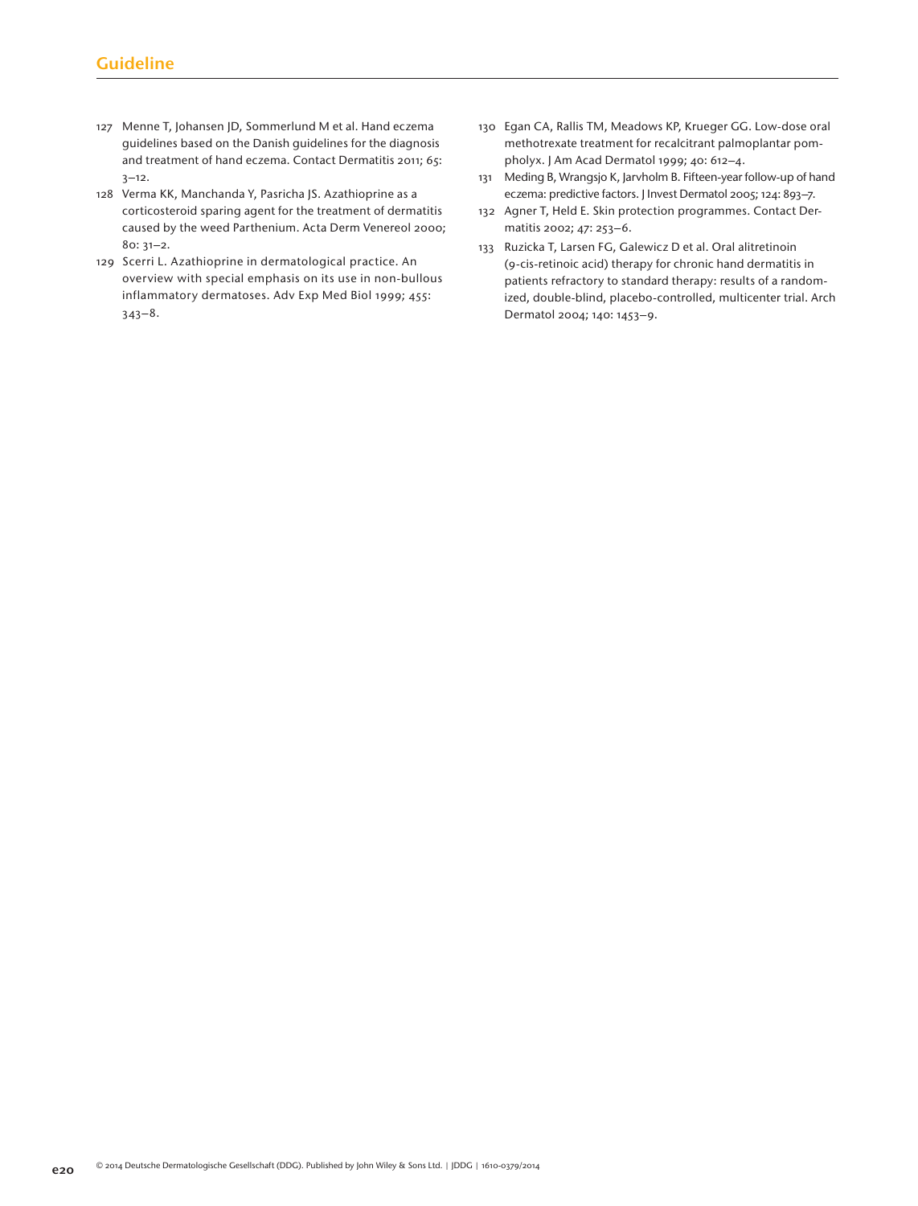127 Menne T, Johansen JD, Sommerlund M et al. Hand eczema guidelines based on the Danish guidelines for the diagnosis and treatment of hand eczema. Contact Dermatitis 2011; 65: 3–12.

128 Verma KK, Manchanda Y, Pasricha JS. Azathioprine as a corticosteroid sparing agent for the treatment of dermatitis caused by the weed Parthenium. Acta Derm Venereol 2000; 80: 31–2.

129 Scerri L. Azathioprine in dermatological practice. An overview with special emphasis on its use in non-bullous inflammatory dermatoses. Adv Exp Med Biol 1999; 455: 343–8.

130 Egan CA, Rallis TM, Meadows KP, Krueger GG. Low-dose oral methotrexate treatment for recalcitrant palmoplantar pompholyx. J Am Acad Dermatol 1999; 40: 612–4.

131 Meding B, Wrangsjo K, Jarvholm B. Fifteen-year follow-up of hand eczema: predictive factors. J Invest Dermatol 2005; 124: 893–7.

132 Agner T, Held E. Skin protection programmes. Contact Dermatitis 2002; 47: 253–6.

133 Ruzicka T, Larsen FG, Galewicz D et al. Oral alitretinoin (9-cis-retinoic acid) therapy for chronic hand dermatitis in patients refractory to standard therapy: results of a randomized, double-blind, placebo-controlled, multicenter trial. Arch Dermatol 2004; 140: 1453–9.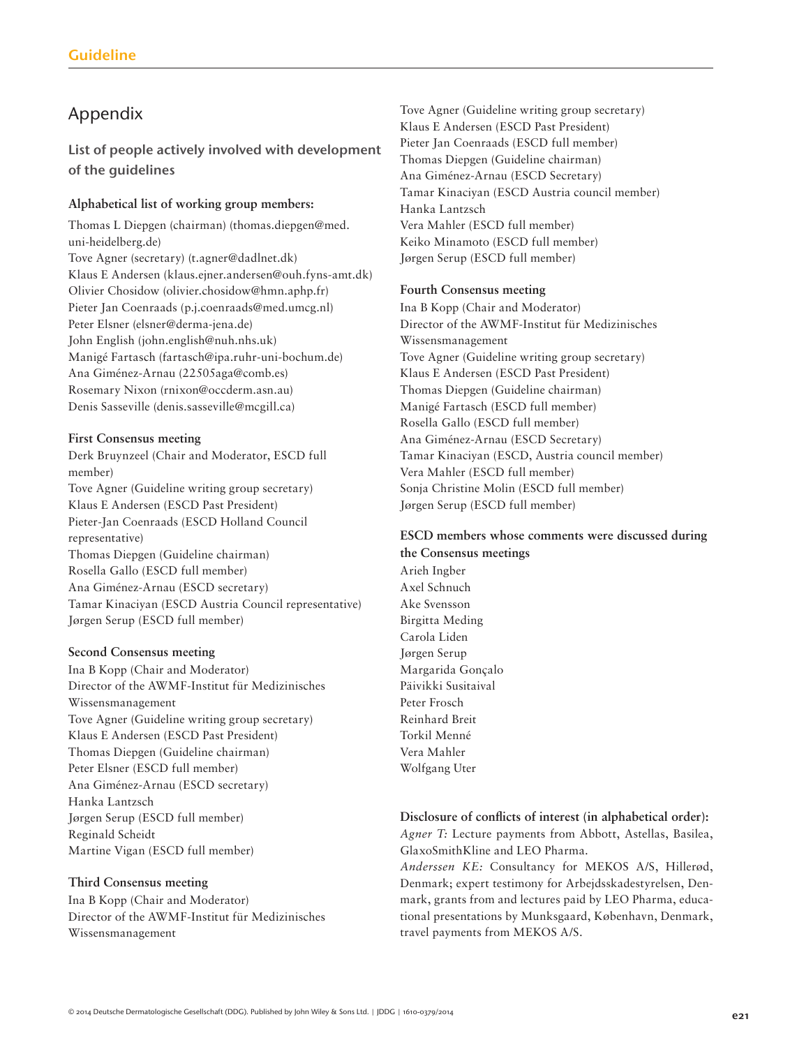## Appendix

### List of people actively involved with development of the guidelines

**Alphabetical list of working group members:**

Thomas L Diepgen (chairman) (thomas.diepgen@med.uni-heidelberg.de)
Tove Agner (secretary) (t.agner@dadlnet.dk)
Klaus E Andersen (klaus.ejner.andersen@ouh.fyns-amt.dk)
Olivier Chosidow (olivier.chosidow@hmn.aphp.fr)
Pieter Jan Coenraads (p.j.coenraads@med.umcg.nl)
Peter Elsner (elsner@derma-jena.de)
John English (john.english@nuh.nhs.uk)
Manigé Fartasch (fartasch@ipa.ruhr-uni-bochum.de)
Ana Giménez-Arnau (22505aga@comb.es)
Rosemary Nixon (rnixon@occderm.asn.au)
Denis Sasseville (denis.sasseville@mcgill.ca)

**First Consensus meeting**

Derk Bruynzeel (Chair and Moderator, ESCD full member)
Tove Agner (Guideline writing group secretary)
Klaus E Andersen (ESCD Past President)
Pieter-Jan Coenraads (ESCD Holland Council representative)
Thomas Diepgen (Guideline chairman)
Rosella Gallo (ESCD full member)
Ana Giménez-Arnau (ESCD secretary)
Tamar Kinaciyan (ESCD Austria Council representative)
Jørgen Serup (ESCD full member)

**Second Consensus meeting**

Ina B Kopp (Chair and Moderator)
Director of the AWMF-Institut für Medizinisches Wissensmanagement
Tove Agner (Guideline writing group secretary)
Klaus E Andersen (ESCD Past President)
Thomas Diepgen (Guideline chairman)
Peter Elsner (ESCD full member)
Ana Giménez-Arnau (ESCD secretary)
Hanka Lantzsch
Jørgen Serup (ESCD full member)
Reginald Scheidt
Martine Vigan (ESCD full member)

**Third Consensus meeting**

Ina B Kopp (Chair and Moderator)
Director of the AWMF-Institut für Medizinisches Wissensmanagement
Tove Agner (Guideline writing group secretary)
Klaus E Andersen (ESCD Past President)
Pieter Jan Coenraads (ESCD full member)
Thomas Diepgen (Guideline chairman)
Ana Giménez-Arnau (ESCD Secretary)
Tamar Kinaciyan (ESCD Austria council member)
Hanka Lantzsch
Vera Mahler (ESCD full member)
Keiko Minamoto (ESCD full member)
Jørgen Serup (ESCD full member)

**Fourth Consensus meeting**

Ina B Kopp (Chair and Moderator)
Director of the AWMF-Institut für Medizinisches Wissensmanagement
Tove Agner (Guideline writing group secretary)
Klaus E Andersen (ESCD Past President)
Thomas Diepgen (Guideline chairman)
Manigé Fartasch (ESCD full member)
Rosella Gallo (ESCD full member)
Ana Giménez-Arnau (ESCD Secretary)
Tamar Kinaciyan (ESCD, Austria council member)
Vera Mahler (ESCD full member)
Sonja Christine Molin (ESCD full member)
Jørgen Serup (ESCD full member)

**ESCD members whose comments were discussed during the Consensus meetings**

Arieh Ingber
Axel Schnuch
Ake Svensson
Birgitta Meding
Carola Liden
Jørgen Serup
Margarida Gonçalo
Päivikki Susitaival
Peter Frosch
Reinhard Breit
Torkil Menné
Vera Mahler
Wolfgang Uter

**Disclosure of conflicts of interest (in alphabetical order):**

*Agner T:* Lecture payments from Abbott, Astellas, Basilea, GlaxoSmithKline and LEO Pharma.
*Anderssen KE:* Consultancy for MEKOS A/S, Hillerød, Denmark; expert testimony for Arbejdsskadestyrelsen, Denmark, grants from and lectures paid by LEO Pharma, educational presentations by Munksgaard, København, Denmark, travel payments from MEKOS A/S.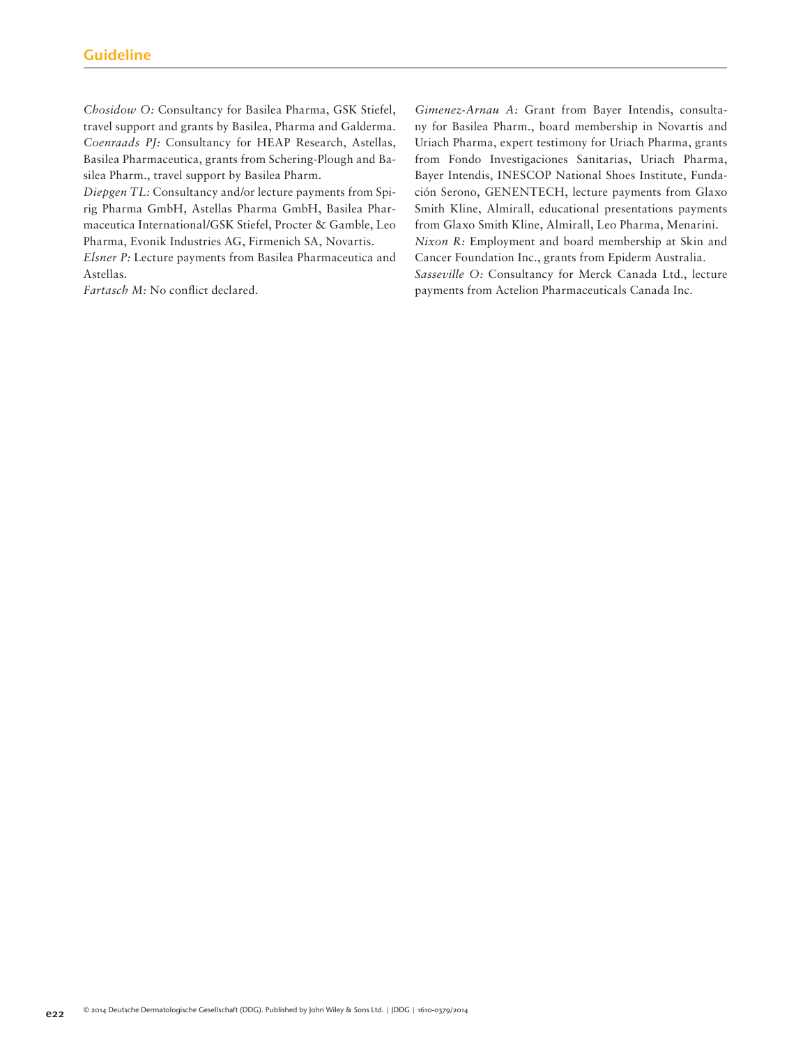*Chosidow O:* Consultancy for Basilea Pharma, GSK Stiefel, travel support and grants by Basilea, Pharma and Galderma.
*Coenraads PJ:* Consultancy for HEAP Research, Astellas, Basilea Pharmaceutica, grants from Schering-Plough and Basilea Pharm., travel support by Basilea Pharm.
*Diepgen TL:* Consultancy and/or lecture payments from Spirig Pharma GmbH, Astellas Pharma GmbH, Basilea Pharmaceutica International/GSK Stiefel, Procter & Gamble, Leo Pharma, Evonik Industries AG, Firmenich SA, Novartis.
*Elsner P:* Lecture payments from Basilea Pharmaceutica and Astellas.
*Fartasch M:* No conflict declared.
*Gimenez-Arnau A:* Grant from Bayer Intendis, consultany for Basilea Pharm., board membership in Novartis and Uriach Pharma, expert testimony for Uriach Pharma, grants from Fondo Investigaciones Sanitarias, Uriach Pharma, Bayer Intendis, INESCOP National Shoes Institute, Fundación Serono, GENENTECH, lecture payments from Glaxo Smith Kline, Almirall, educational presentations payments from Glaxo Smith Kline, Almirall, Leo Pharma, Menarini.
*Nixon R:* Employment and board membership at Skin and Cancer Foundation Inc., grants from Epiderm Australia.
*Sasseville O:* Consultancy for Merck Canada Ltd., lecture payments from Actelion Pharmaceuticals Canada Inc.